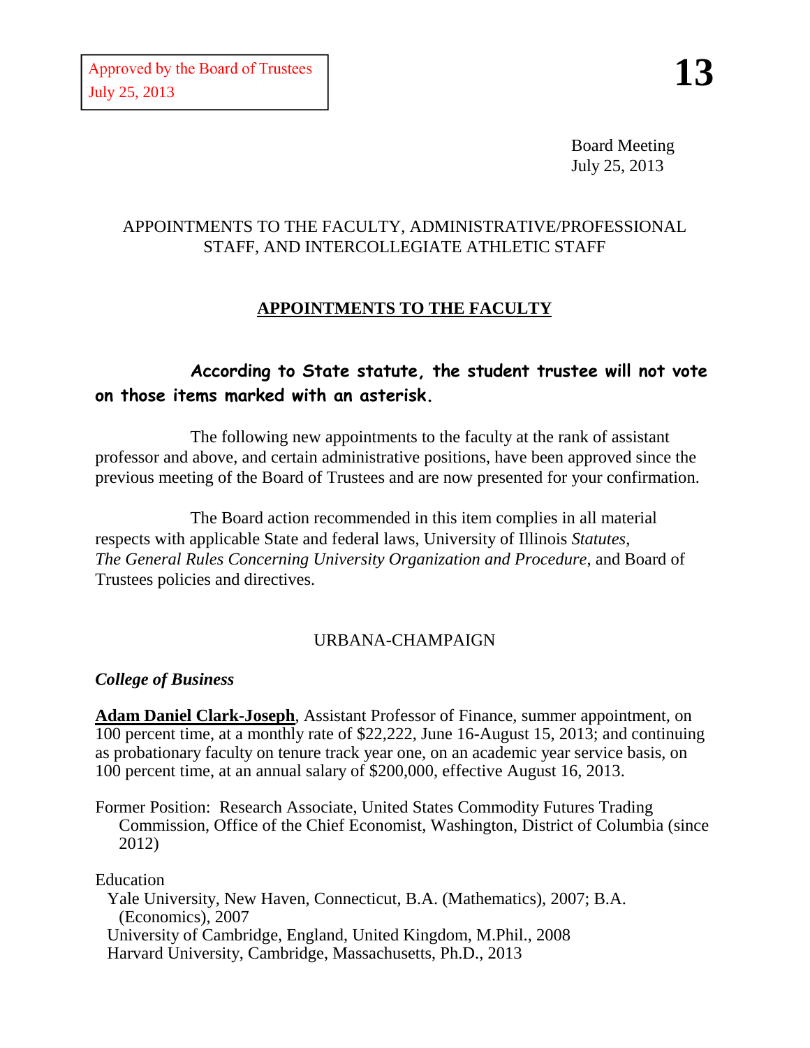Approved by the Board of Trustees
July 25, 2013

**13**

Board Meeting
July 25, 2013

APPOINTMENTS TO THE FACULTY, ADMINISTRATIVE/PROFESSIONAL STAFF, AND INTERCOLLEGIATE ATHLETIC STAFF

## APPOINTMENTS TO THE FACULTY

**According to State statute, the student trustee will not vote on those items marked with an asterisk.**

The following new appointments to the faculty at the rank of assistant professor and above, and certain administrative positions, have been approved since the previous meeting of the Board of Trustees and are now presented for your confirmation.

The Board action recommended in this item complies in all material respects with applicable State and federal laws, University of Illinois *Statutes*, *The General Rules Concerning University Organization and Procedure*, and Board of Trustees policies and directives.

URBANA-CHAMPAIGN

***College of Business***

**Adam Daniel Clark-Joseph**, Assistant Professor of Finance, summer appointment, on 100 percent time, at a monthly rate of $22,222, June 16-August 15, 2013; and continuing as probationary faculty on tenure track year one, on an academic year service basis, on 100 percent time, at an annual salary of $200,000, effective August 16, 2013.

Former Position: Research Associate, United States Commodity Futures Trading Commission, Office of the Chief Economist, Washington, District of Columbia (since 2012)

Education
- Yale University, New Haven, Connecticut, B.A. (Mathematics), 2007; B.A. (Economics), 2007
- University of Cambridge, England, United Kingdom, M.Phil., 2008
- Harvard University, Cambridge, Massachusetts, Ph.D., 2013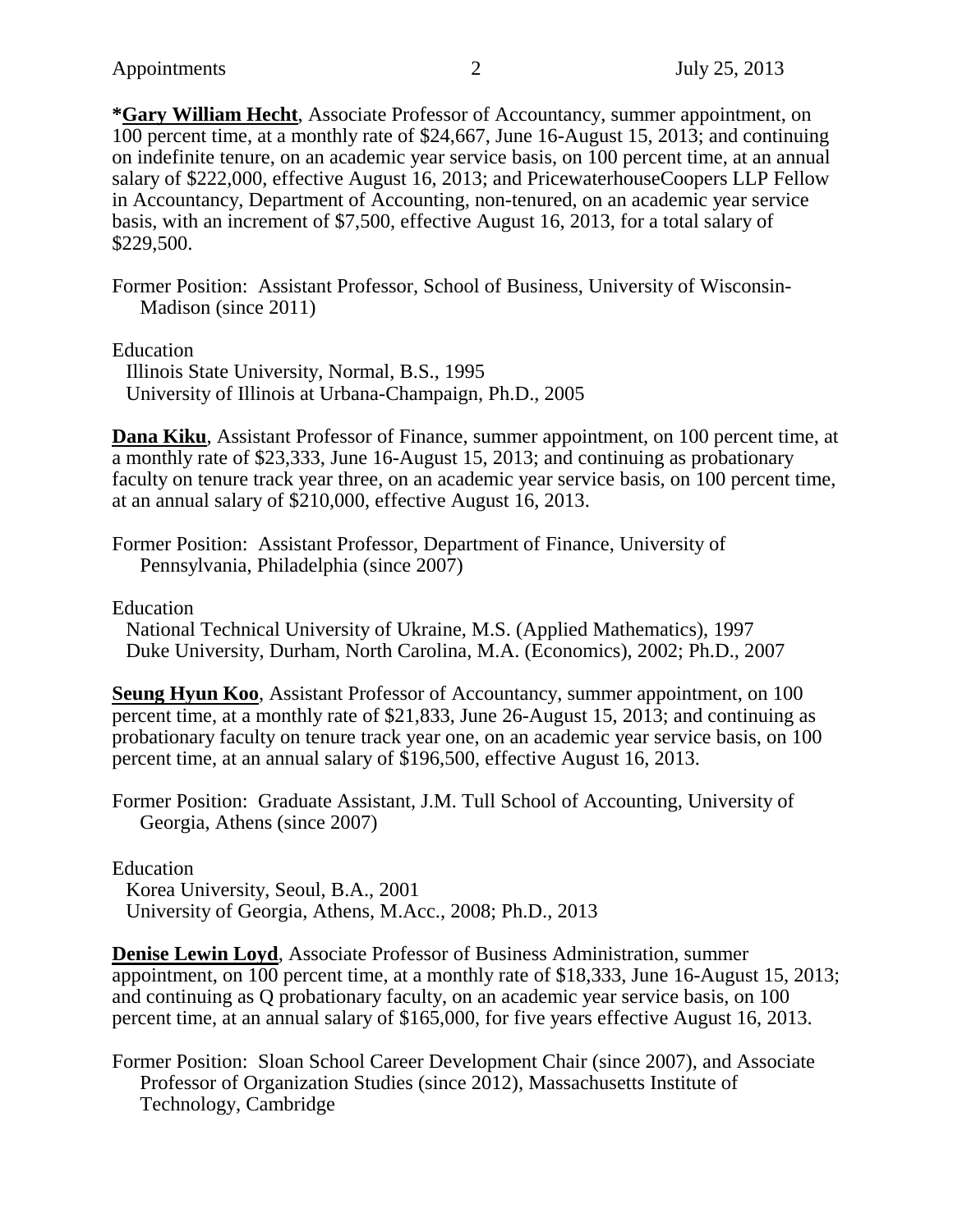***Gary William Hecht**, Associate Professor of Accountancy, summer appointment, on 100 percent time, at a monthly rate of $24,667, June 16-August 15, 2013; and continuing on indefinite tenure, on an academic year service basis, on 100 percent time, at an annual salary of $222,000, effective August 16, 2013; and PricewaterhouseCoopers LLP Fellow in Accountancy, Department of Accounting, non-tenured, on an academic year service basis, with an increment of $7,500, effective August 16, 2013, for a total salary of $229,500.

Former Position: Assistant Professor, School of Business, University of Wisconsin-Madison (since 2011)

Education
Illinois State University, Normal, B.S., 1995
University of Illinois at Urbana-Champaign, Ph.D., 2005

**Dana Kiku**, Assistant Professor of Finance, summer appointment, on 100 percent time, at a monthly rate of $23,333, June 16-August 15, 2013; and continuing as probationary faculty on tenure track year three, on an academic year service basis, on 100 percent time, at an annual salary of $210,000, effective August 16, 2013.

Former Position: Assistant Professor, Department of Finance, University of Pennsylvania, Philadelphia (since 2007)

Education
National Technical University of Ukraine, M.S. (Applied Mathematics), 1997
Duke University, Durham, North Carolina, M.A. (Economics), 2002; Ph.D., 2007

**Seung Hyun Koo**, Assistant Professor of Accountancy, summer appointment, on 100 percent time, at a monthly rate of $21,833, June 26-August 15, 2013; and continuing as probationary faculty on tenure track year one, on an academic year service basis, on 100 percent time, at an annual salary of $196,500, effective August 16, 2013.

Former Position: Graduate Assistant, J.M. Tull School of Accounting, University of Georgia, Athens (since 2007)

Education
Korea University, Seoul, B.A., 2001
University of Georgia, Athens, M.Acc., 2008; Ph.D., 2013

**Denise Lewin Loyd**, Associate Professor of Business Administration, summer appointment, on 100 percent time, at a monthly rate of $18,333, June 16-August 15, 2013; and continuing as Q probationary faculty, on an academic year service basis, on 100 percent time, at an annual salary of $165,000, for five years effective August 16, 2013.

Former Position: Sloan School Career Development Chair (since 2007), and Associate Professor of Organization Studies (since 2012), Massachusetts Institute of Technology, Cambridge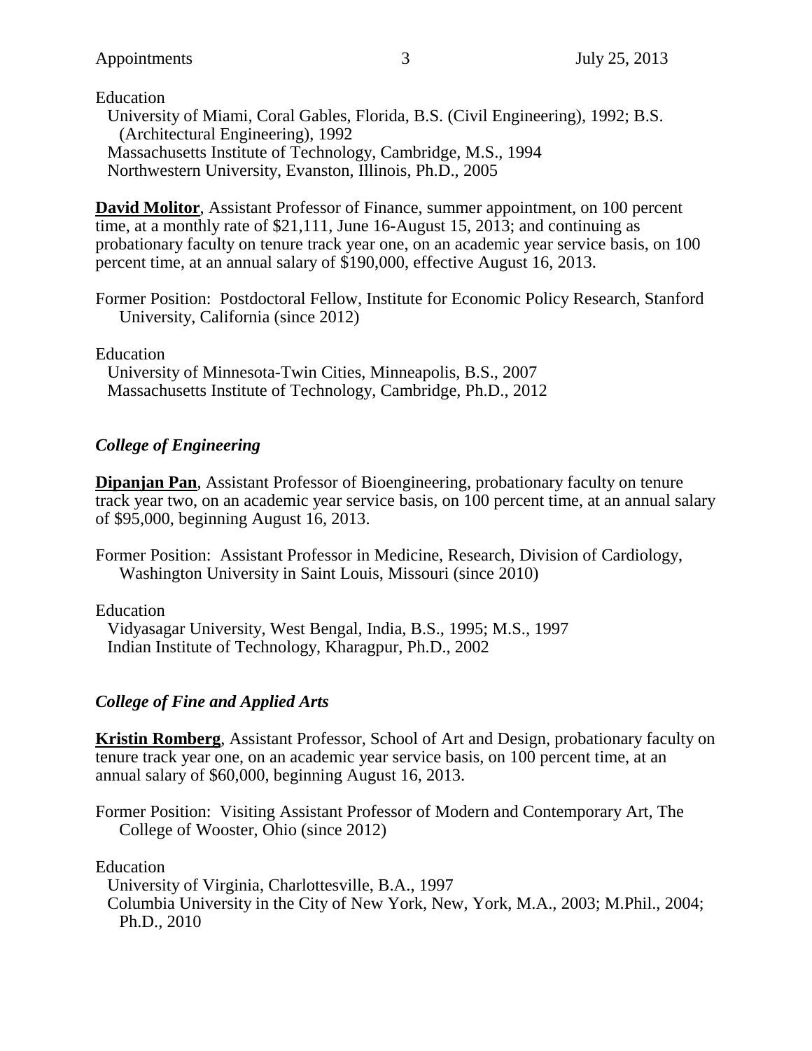Education

University of Miami, Coral Gables, Florida, B.S. (Civil Engineering), 1992; B.S. (Architectural Engineering), 1992
Massachusetts Institute of Technology, Cambridge, M.S., 1994
Northwestern University, Evanston, Illinois, Ph.D., 2005

**David Molitor**, Assistant Professor of Finance, summer appointment, on 100 percent time, at a monthly rate of $21,111, June 16-August 15, 2013; and continuing as probationary faculty on tenure track year one, on an academic year service basis, on 100 percent time, at an annual salary of $190,000, effective August 16, 2013.

Former Position: Postdoctoral Fellow, Institute for Economic Policy Research, Stanford University, California (since 2012)

Education

University of Minnesota-Twin Cities, Minneapolis, B.S., 2007
Massachusetts Institute of Technology, Cambridge, Ph.D., 2012

### *College of Engineering*

**Dipanjan Pan**, Assistant Professor of Bioengineering, probationary faculty on tenure track year two, on an academic year service basis, on 100 percent time, at an annual salary of $95,000, beginning August 16, 2013.

Former Position: Assistant Professor in Medicine, Research, Division of Cardiology, Washington University in Saint Louis, Missouri (since 2010)

Education

Vidyasagar University, West Bengal, India, B.S., 1995; M.S., 1997
Indian Institute of Technology, Kharagpur, Ph.D., 2002

### *College of Fine and Applied Arts*

**Kristin Romberg**, Assistant Professor, School of Art and Design, probationary faculty on tenure track year one, on an academic year service basis, on 100 percent time, at an annual salary of $60,000, beginning August 16, 2013.

Former Position: Visiting Assistant Professor of Modern and Contemporary Art, The College of Wooster, Ohio (since 2012)

Education

University of Virginia, Charlottesville, B.A., 1997
Columbia University in the City of New York, New, York, M.A., 2003; M.Phil., 2004; Ph.D., 2010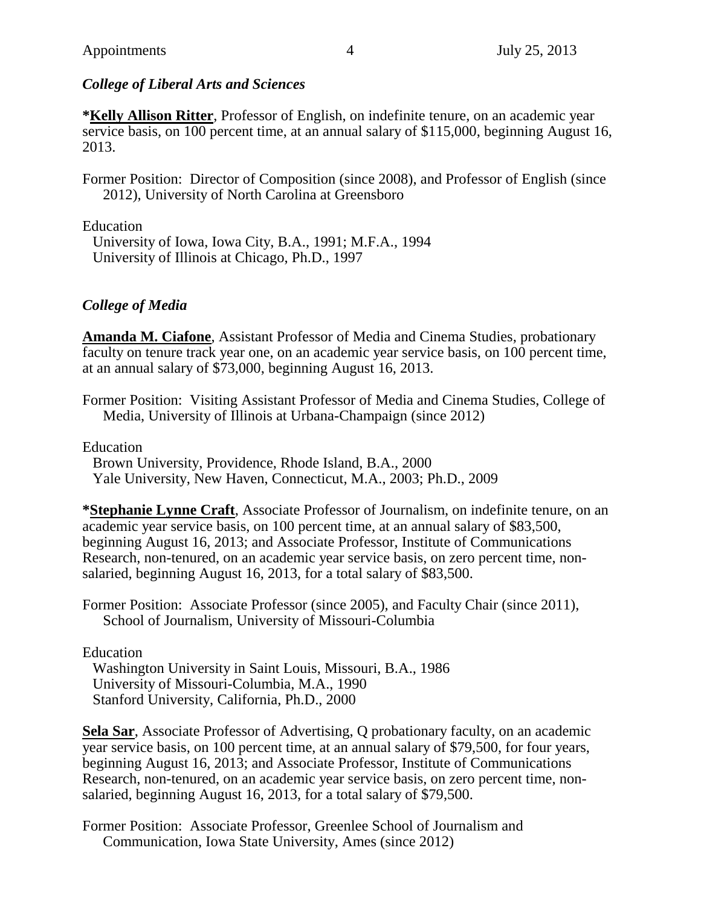### *College of Liberal Arts and Sciences*

***Kelly Allison Ritter**, Professor of English, on indefinite tenure, on an academic year service basis, on 100 percent time, at an annual salary of $115,000, beginning August 16, 2013.

Former Position: Director of Composition (since 2008), and Professor of English (since 2012), University of North Carolina at Greensboro

Education
University of Iowa, Iowa City, B.A., 1991; M.F.A., 1994
University of Illinois at Chicago, Ph.D., 1997

### *College of Media*

**Amanda M. Ciafone**, Assistant Professor of Media and Cinema Studies, probationary faculty on tenure track year one, on an academic year service basis, on 100 percent time, at an annual salary of $73,000, beginning August 16, 2013.

Former Position: Visiting Assistant Professor of Media and Cinema Studies, College of Media, University of Illinois at Urbana-Champaign (since 2012)

Education
Brown University, Providence, Rhode Island, B.A., 2000
Yale University, New Haven, Connecticut, M.A., 2003; Ph.D., 2009

***Stephanie Lynne Craft**, Associate Professor of Journalism, on indefinite tenure, on an academic year service basis, on 100 percent time, at an annual salary of $83,500, beginning August 16, 2013; and Associate Professor, Institute of Communications Research, non-tenured, on an academic year service basis, on zero percent time, non-salaried, beginning August 16, 2013, for a total salary of $83,500.

Former Position: Associate Professor (since 2005), and Faculty Chair (since 2011), School of Journalism, University of Missouri-Columbia

Education
Washington University in Saint Louis, Missouri, B.A., 1986
University of Missouri-Columbia, M.A., 1990
Stanford University, California, Ph.D., 2000

**Sela Sar**, Associate Professor of Advertising, Q probationary faculty, on an academic year service basis, on 100 percent time, at an annual salary of $79,500, for four years, beginning August 16, 2013; and Associate Professor, Institute of Communications Research, non-tenured, on an academic year service basis, on zero percent time, non-salaried, beginning August 16, 2013, for a total salary of $79,500.

Former Position: Associate Professor, Greenlee School of Journalism and Communication, Iowa State University, Ames (since 2012)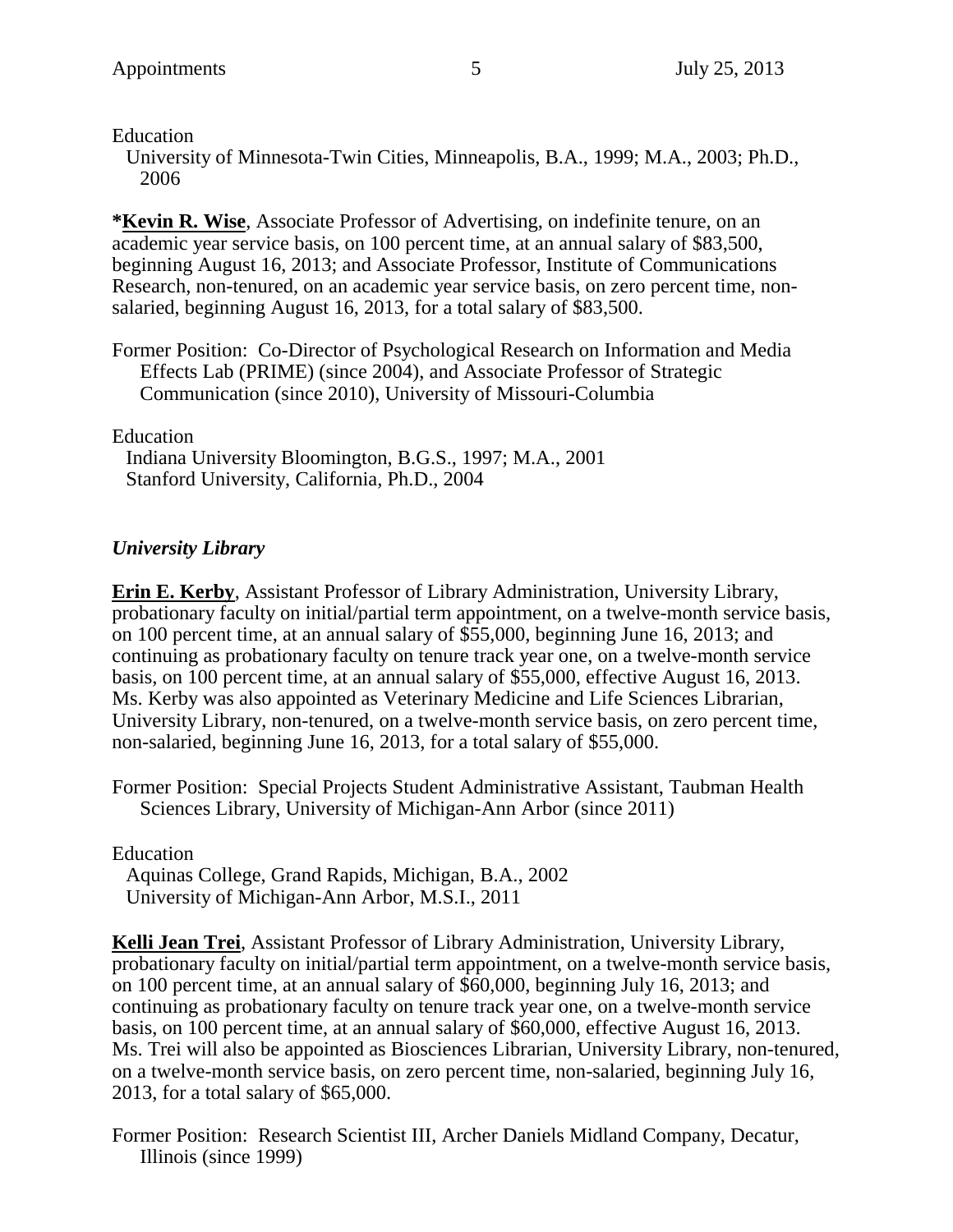Education
University of Minnesota-Twin Cities, Minneapolis, B.A., 1999; M.A., 2003; Ph.D., 2006

***Kevin R. Wise**, Associate Professor of Advertising, on indefinite tenure, on an academic year service basis, on 100 percent time, at an annual salary of $83,500, beginning August 16, 2013; and Associate Professor, Institute of Communications Research, non-tenured, on an academic year service basis, on zero percent time, non-salaried, beginning August 16, 2013, for a total salary of $83,500.

Former Position: Co-Director of Psychological Research on Information and Media Effects Lab (PRIME) (since 2004), and Associate Professor of Strategic Communication (since 2010), University of Missouri-Columbia

Education
Indiana University Bloomington, B.G.S., 1997; M.A., 2001
Stanford University, California, Ph.D., 2004

### *University Library*

**Erin E. Kerby**, Assistant Professor of Library Administration, University Library, probationary faculty on initial/partial term appointment, on a twelve-month service basis, on 100 percent time, at an annual salary of $55,000, beginning June 16, 2013; and continuing as probationary faculty on tenure track year one, on a twelve-month service basis, on 100 percent time, at an annual salary of $55,000, effective August 16, 2013. Ms. Kerby was also appointed as Veterinary Medicine and Life Sciences Librarian, University Library, non-tenured, on a twelve-month service basis, on zero percent time, non-salaried, beginning June 16, 2013, for a total salary of $55,000.

Former Position: Special Projects Student Administrative Assistant, Taubman Health Sciences Library, University of Michigan-Ann Arbor (since 2011)

Education
Aquinas College, Grand Rapids, Michigan, B.A., 2002
University of Michigan-Ann Arbor, M.S.I., 2011

**Kelli Jean Trei**, Assistant Professor of Library Administration, University Library, probationary faculty on initial/partial term appointment, on a twelve-month service basis, on 100 percent time, at an annual salary of $60,000, beginning July 16, 2013; and continuing as probationary faculty on tenure track year one, on a twelve-month service basis, on 100 percent time, at an annual salary of $60,000, effective August 16, 2013. Ms. Trei will also be appointed as Biosciences Librarian, University Library, non-tenured, on a twelve-month service basis, on zero percent time, non-salaried, beginning July 16, 2013, for a total salary of $65,000.

Former Position: Research Scientist III, Archer Daniels Midland Company, Decatur, Illinois (since 1999)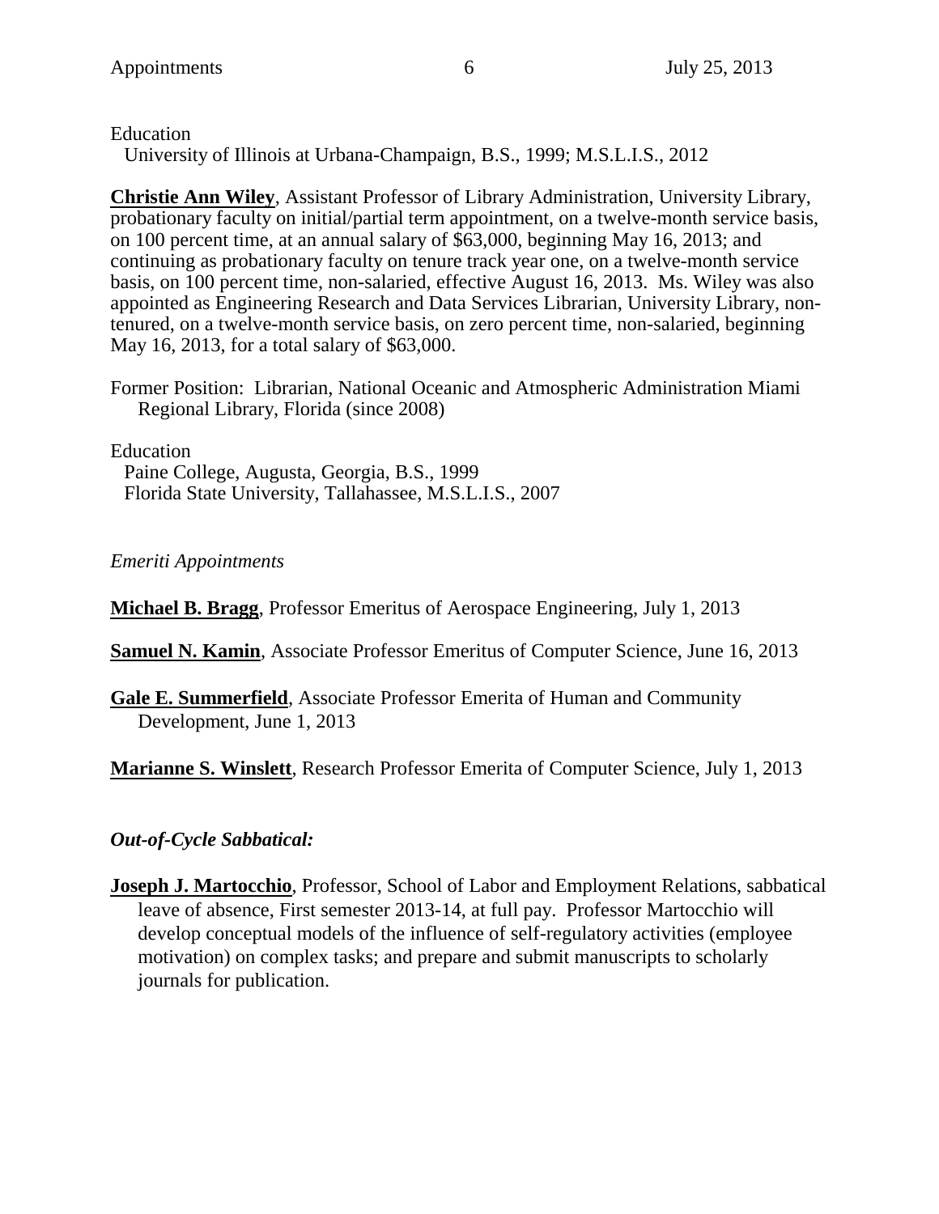Education
University of Illinois at Urbana-Champaign, B.S., 1999; M.S.L.I.S., 2012

**Christie Ann Wiley**, Assistant Professor of Library Administration, University Library, probationary faculty on initial/partial term appointment, on a twelve-month service basis, on 100 percent time, at an annual salary of $63,000, beginning May 16, 2013; and continuing as probationary faculty on tenure track year one, on a twelve-month service basis, on 100 percent time, non-salaried, effective August 16, 2013. Ms. Wiley was also appointed as Engineering Research and Data Services Librarian, University Library, non-tenured, on a twelve-month service basis, on zero percent time, non-salaried, beginning May 16, 2013, for a total salary of $63,000.

Former Position: Librarian, National Oceanic and Atmospheric Administration Miami Regional Library, Florida (since 2008)

Education
Paine College, Augusta, Georgia, B.S., 1999
Florida State University, Tallahassee, M.S.L.I.S., 2007

*Emeriti Appointments*

**Michael B. Bragg**, Professor Emeritus of Aerospace Engineering, July 1, 2013

**Samuel N. Kamin**, Associate Professor Emeritus of Computer Science, June 16, 2013

**Gale E. Summerfield**, Associate Professor Emerita of Human and Community Development, June 1, 2013

**Marianne S. Winslett**, Research Professor Emerita of Computer Science, July 1, 2013

***Out-of-Cycle Sabbatical:***

**Joseph J. Martocchio**, Professor, School of Labor and Employment Relations, sabbatical leave of absence, First semester 2013-14, at full pay. Professor Martocchio will develop conceptual models of the influence of self-regulatory activities (employee motivation) on complex tasks; and prepare and submit manuscripts to scholarly journals for publication.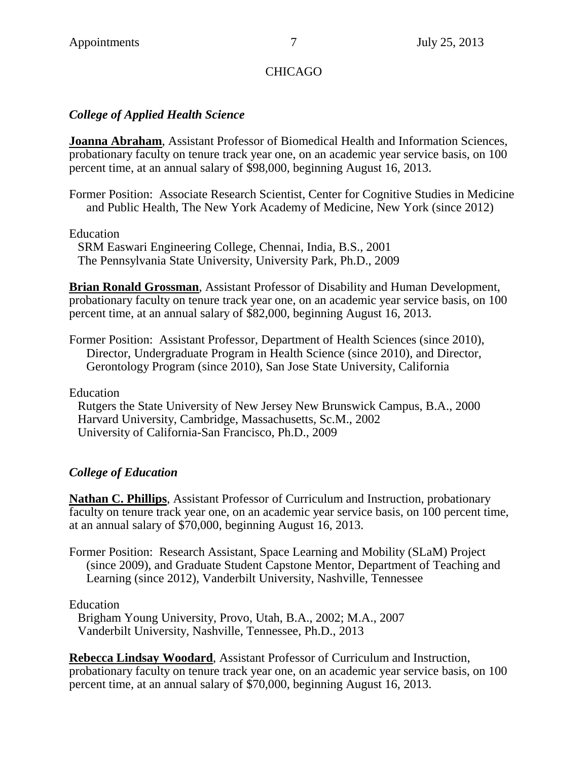## CHICAGO

### *College of Applied Health Science*

**Joanna Abraham**, Assistant Professor of Biomedical Health and Information Sciences, probationary faculty on tenure track year one, on an academic year service basis, on 100 percent time, at an annual salary of $98,000, beginning August 16, 2013.

Former Position: Associate Research Scientist, Center for Cognitive Studies in Medicine and Public Health, The New York Academy of Medicine, New York (since 2012)

Education
SRM Easwari Engineering College, Chennai, India, B.S., 2001
The Pennsylvania State University, University Park, Ph.D., 2009

**Brian Ronald Grossman**, Assistant Professor of Disability and Human Development, probationary faculty on tenure track year one, on an academic year service basis, on 100 percent time, at an annual salary of $82,000, beginning August 16, 2013.

Former Position: Assistant Professor, Department of Health Sciences (since 2010), Director, Undergraduate Program in Health Science (since 2010), and Director, Gerontology Program (since 2010), San Jose State University, California

Education
Rutgers the State University of New Jersey New Brunswick Campus, B.A., 2000
Harvard University, Cambridge, Massachusetts, Sc.M., 2002
University of California-San Francisco, Ph.D., 2009

### *College of Education*

**Nathan C. Phillips**, Assistant Professor of Curriculum and Instruction, probationary faculty on tenure track year one, on an academic year service basis, on 100 percent time, at an annual salary of $70,000, beginning August 16, 2013.

Former Position: Research Assistant, Space Learning and Mobility (SLaM) Project (since 2009), and Graduate Student Capstone Mentor, Department of Teaching and Learning (since 2012), Vanderbilt University, Nashville, Tennessee

Education
Brigham Young University, Provo, Utah, B.A., 2002; M.A., 2007
Vanderbilt University, Nashville, Tennessee, Ph.D., 2013

**Rebecca Lindsay Woodard**, Assistant Professor of Curriculum and Instruction, probationary faculty on tenure track year one, on an academic year service basis, on 100 percent time, at an annual salary of $70,000, beginning August 16, 2013.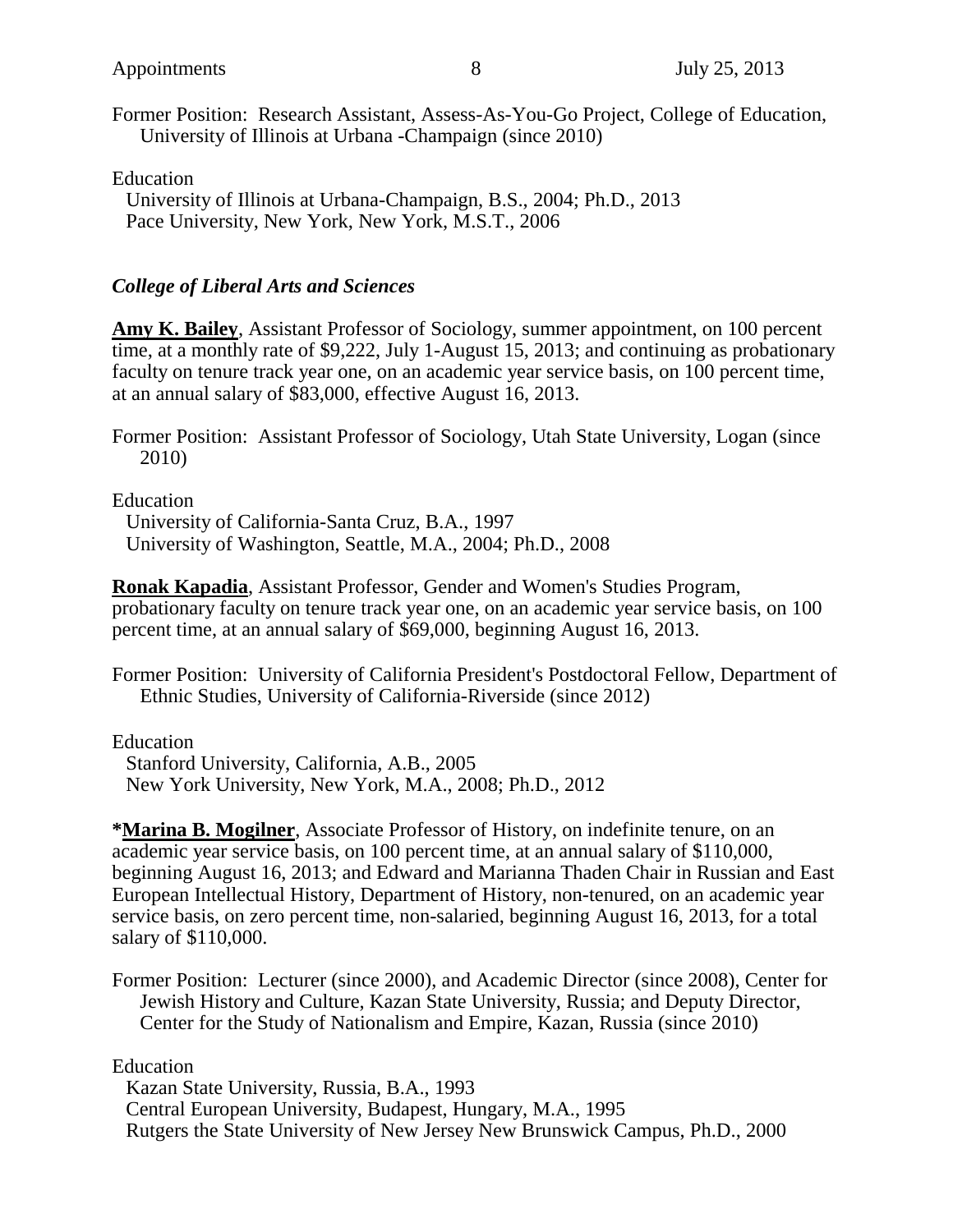Former Position: Research Assistant, Assess-As-You-Go Project, College of Education, University of Illinois at Urbana -Champaign (since 2010)

Education
University of Illinois at Urbana-Champaign, B.S., 2004; Ph.D., 2013
Pace University, New York, New York, M.S.T., 2006

### *College of Liberal Arts and Sciences*

**Amy K. Bailey**, Assistant Professor of Sociology, summer appointment, on 100 percent time, at a monthly rate of $9,222, July 1-August 15, 2013; and continuing as probationary faculty on tenure track year one, on an academic year service basis, on 100 percent time, at an annual salary of $83,000, effective August 16, 2013.

Former Position: Assistant Professor of Sociology, Utah State University, Logan (since 2010)

Education
University of California-Santa Cruz, B.A., 1997
University of Washington, Seattle, M.A., 2004; Ph.D., 2008

**Ronak Kapadia**, Assistant Professor, Gender and Women's Studies Program, probationary faculty on tenure track year one, on an academic year service basis, on 100 percent time, at an annual salary of $69,000, beginning August 16, 2013.

Former Position: University of California President's Postdoctoral Fellow, Department of Ethnic Studies, University of California-Riverside (since 2012)

Education
Stanford University, California, A.B., 2005
New York University, New York, M.A., 2008; Ph.D., 2012

***Marina B. Mogilner**, Associate Professor of History, on indefinite tenure, on an academic year service basis, on 100 percent time, at an annual salary of $110,000, beginning August 16, 2013; and Edward and Marianna Thaden Chair in Russian and East European Intellectual History, Department of History, non-tenured, on an academic year service basis, on zero percent time, non-salaried, beginning August 16, 2013, for a total salary of $110,000.

Former Position: Lecturer (since 2000), and Academic Director (since 2008), Center for Jewish History and Culture, Kazan State University, Russia; and Deputy Director, Center for the Study of Nationalism and Empire, Kazan, Russia (since 2010)

Education
Kazan State University, Russia, B.A., 1993
Central European University, Budapest, Hungary, M.A., 1995
Rutgers the State University of New Jersey New Brunswick Campus, Ph.D., 2000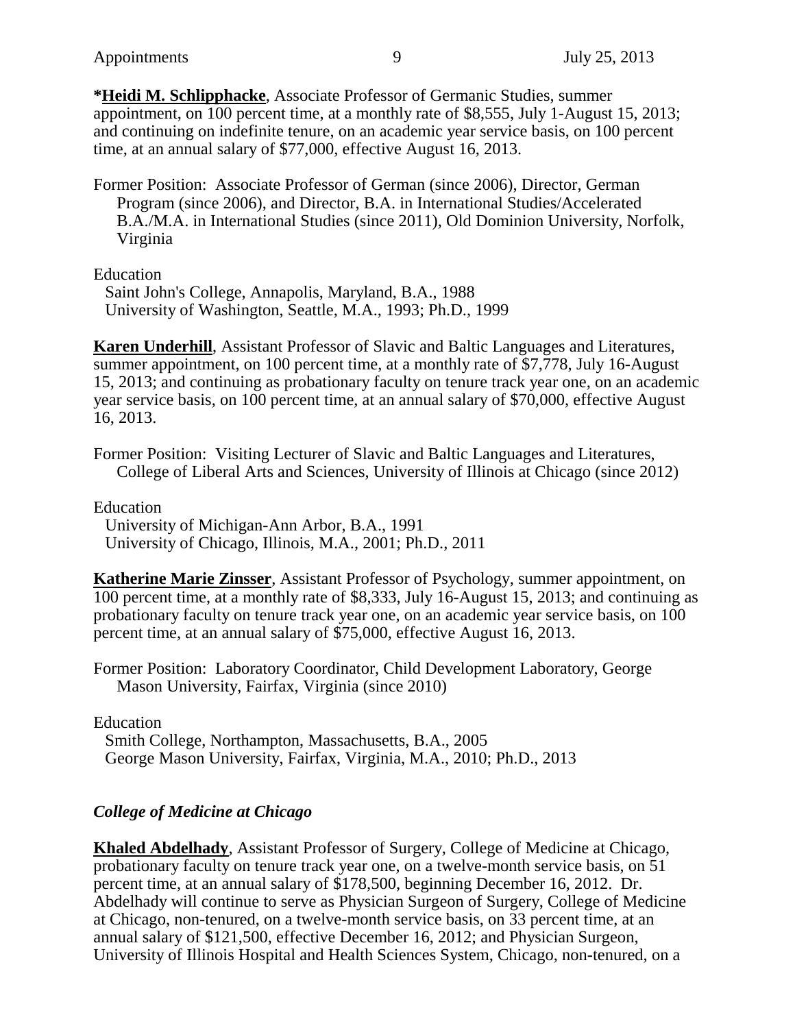***Heidi M. Schlipphacke**, Associate Professor of Germanic Studies, summer appointment, on 100 percent time, at a monthly rate of $8,555, July 1-August 15, 2013; and continuing on indefinite tenure, on an academic year service basis, on 100 percent time, at an annual salary of $77,000, effective August 16, 2013.

Former Position: Associate Professor of German (since 2006), Director, German Program (since 2006), and Director, B.A. in International Studies/Accelerated B.A./M.A. in International Studies (since 2011), Old Dominion University, Norfolk, Virginia

Education
Saint John's College, Annapolis, Maryland, B.A., 1988
University of Washington, Seattle, M.A., 1993; Ph.D., 1999

**Karen Underhill**, Assistant Professor of Slavic and Baltic Languages and Literatures, summer appointment, on 100 percent time, at a monthly rate of $7,778, July 16-August 15, 2013; and continuing as probationary faculty on tenure track year one, on an academic year service basis, on 100 percent time, at an annual salary of $70,000, effective August 16, 2013.

Former Position: Visiting Lecturer of Slavic and Baltic Languages and Literatures, College of Liberal Arts and Sciences, University of Illinois at Chicago (since 2012)

Education
University of Michigan-Ann Arbor, B.A., 1991
University of Chicago, Illinois, M.A., 2001; Ph.D., 2011

**Katherine Marie Zinsser**, Assistant Professor of Psychology, summer appointment, on 100 percent time, at a monthly rate of $8,333, July 16-August 15, 2013; and continuing as probationary faculty on tenure track year one, on an academic year service basis, on 100 percent time, at an annual salary of $75,000, effective August 16, 2013.

Former Position: Laboratory Coordinator, Child Development Laboratory, George Mason University, Fairfax, Virginia (since 2010)

Education
Smith College, Northampton, Massachusetts, B.A., 2005
George Mason University, Fairfax, Virginia, M.A., 2010; Ph.D., 2013

### *College of Medicine at Chicago*

**Khaled Abdelhady**, Assistant Professor of Surgery, College of Medicine at Chicago, probationary faculty on tenure track year one, on a twelve-month service basis, on 51 percent time, at an annual salary of $178,500, beginning December 16, 2012. Dr. Abdelhady will continue to serve as Physician Surgeon of Surgery, College of Medicine at Chicago, non-tenured, on a twelve-month service basis, on 33 percent time, at an annual salary of $121,500, effective December 16, 2012; and Physician Surgeon, University of Illinois Hospital and Health Sciences System, Chicago, non-tenured, on a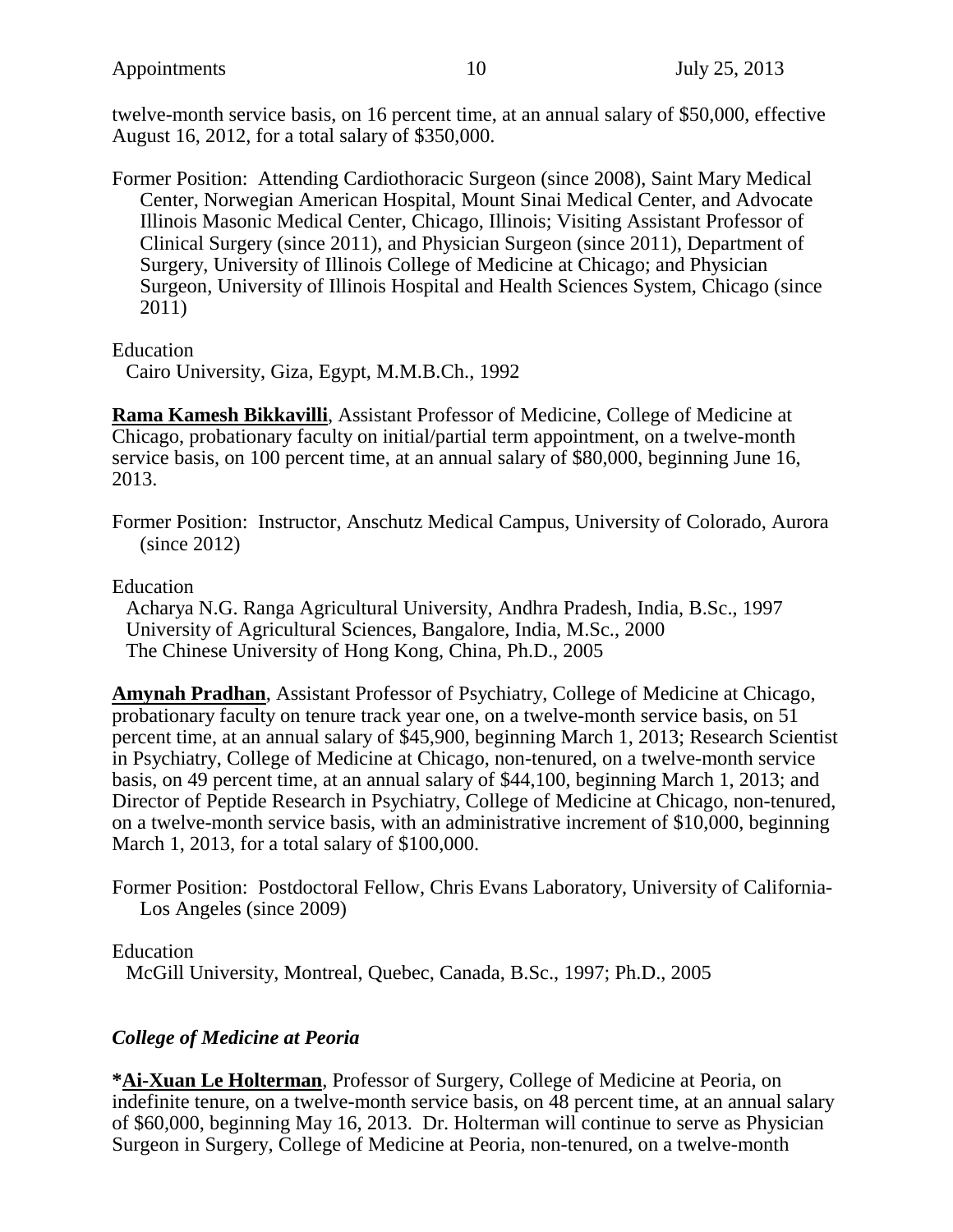twelve-month service basis, on 16 percent time, at an annual salary of $50,000, effective August 16, 2012, for a total salary of $350,000.

Former Position: Attending Cardiothoracic Surgeon (since 2008), Saint Mary Medical Center, Norwegian American Hospital, Mount Sinai Medical Center, and Advocate Illinois Masonic Medical Center, Chicago, Illinois; Visiting Assistant Professor of Clinical Surgery (since 2011), and Physician Surgeon (since 2011), Department of Surgery, University of Illinois College of Medicine at Chicago; and Physician Surgeon, University of Illinois Hospital and Health Sciences System, Chicago (since 2011)

Education
Cairo University, Giza, Egypt, M.M.B.Ch., 1992

**Rama Kamesh Bikkavilli**, Assistant Professor of Medicine, College of Medicine at Chicago, probationary faculty on initial/partial term appointment, on a twelve-month service basis, on 100 percent time, at an annual salary of $80,000, beginning June 16, 2013.

Former Position: Instructor, Anschutz Medical Campus, University of Colorado, Aurora (since 2012)

Education
Acharya N.G. Ranga Agricultural University, Andhra Pradesh, India, B.Sc., 1997
University of Agricultural Sciences, Bangalore, India, M.Sc., 2000
The Chinese University of Hong Kong, China, Ph.D., 2005

**Amynah Pradhan**, Assistant Professor of Psychiatry, College of Medicine at Chicago, probationary faculty on tenure track year one, on a twelve-month service basis, on 51 percent time, at an annual salary of $45,900, beginning March 1, 2013; Research Scientist in Psychiatry, College of Medicine at Chicago, non-tenured, on a twelve-month service basis, on 49 percent time, at an annual salary of $44,100, beginning March 1, 2013; and Director of Peptide Research in Psychiatry, College of Medicine at Chicago, non-tenured, on a twelve-month service basis, with an administrative increment of $10,000, beginning March 1, 2013, for a total salary of $100,000.

Former Position: Postdoctoral Fellow, Chris Evans Laboratory, University of California-Los Angeles (since 2009)

Education
McGill University, Montreal, Quebec, Canada, B.Sc., 1997; Ph.D., 2005

### *College of Medicine at Peoria*

***Ai-Xuan Le Holterman**, Professor of Surgery, College of Medicine at Peoria, on indefinite tenure, on a twelve-month service basis, on 48 percent time, at an annual salary of $60,000, beginning May 16, 2013. Dr. Holterman will continue to serve as Physician Surgeon in Surgery, College of Medicine at Peoria, non-tenured, on a twelve-month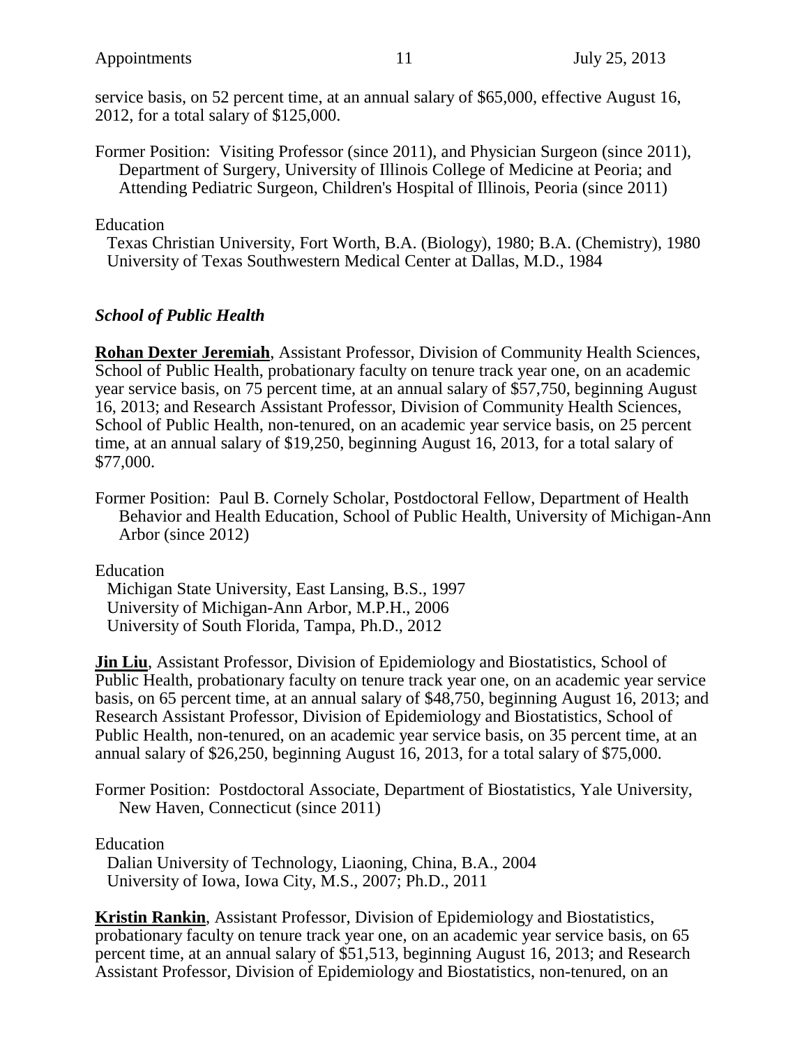service basis, on 52 percent time, at an annual salary of $65,000, effective August 16, 2012, for a total salary of $125,000.

Former Position: Visiting Professor (since 2011), and Physician Surgeon (since 2011), Department of Surgery, University of Illinois College of Medicine at Peoria; and Attending Pediatric Surgeon, Children's Hospital of Illinois, Peoria (since 2011)

Education

Texas Christian University, Fort Worth, B.A. (Biology), 1980; B.A. (Chemistry), 1980
University of Texas Southwestern Medical Center at Dallas, M.D., 1984

### *School of Public Health*

**Rohan Dexter Jeremiah**, Assistant Professor, Division of Community Health Sciences, School of Public Health, probationary faculty on tenure track year one, on an academic year service basis, on 75 percent time, at an annual salary of $57,750, beginning August 16, 2013; and Research Assistant Professor, Division of Community Health Sciences, School of Public Health, non-tenured, on an academic year service basis, on 25 percent time, at an annual salary of $19,250, beginning August 16, 2013, for a total salary of $77,000.

Former Position: Paul B. Cornely Scholar, Postdoctoral Fellow, Department of Health Behavior and Health Education, School of Public Health, University of Michigan-Ann Arbor (since 2012)

Education

Michigan State University, East Lansing, B.S., 1997
University of Michigan-Ann Arbor, M.P.H., 2006
University of South Florida, Tampa, Ph.D., 2012

**Jin Liu**, Assistant Professor, Division of Epidemiology and Biostatistics, School of Public Health, probationary faculty on tenure track year one, on an academic year service basis, on 65 percent time, at an annual salary of $48,750, beginning August 16, 2013; and Research Assistant Professor, Division of Epidemiology and Biostatistics, School of Public Health, non-tenured, on an academic year service basis, on 35 percent time, at an annual salary of $26,250, beginning August 16, 2013, for a total salary of $75,000.

Former Position: Postdoctoral Associate, Department of Biostatistics, Yale University, New Haven, Connecticut (since 2011)

Education

Dalian University of Technology, Liaoning, China, B.A., 2004
University of Iowa, Iowa City, M.S., 2007; Ph.D., 2011

**Kristin Rankin**, Assistant Professor, Division of Epidemiology and Biostatistics, probationary faculty on tenure track year one, on an academic year service basis, on 65 percent time, at an annual salary of $51,513, beginning August 16, 2013; and Research Assistant Professor, Division of Epidemiology and Biostatistics, non-tenured, on an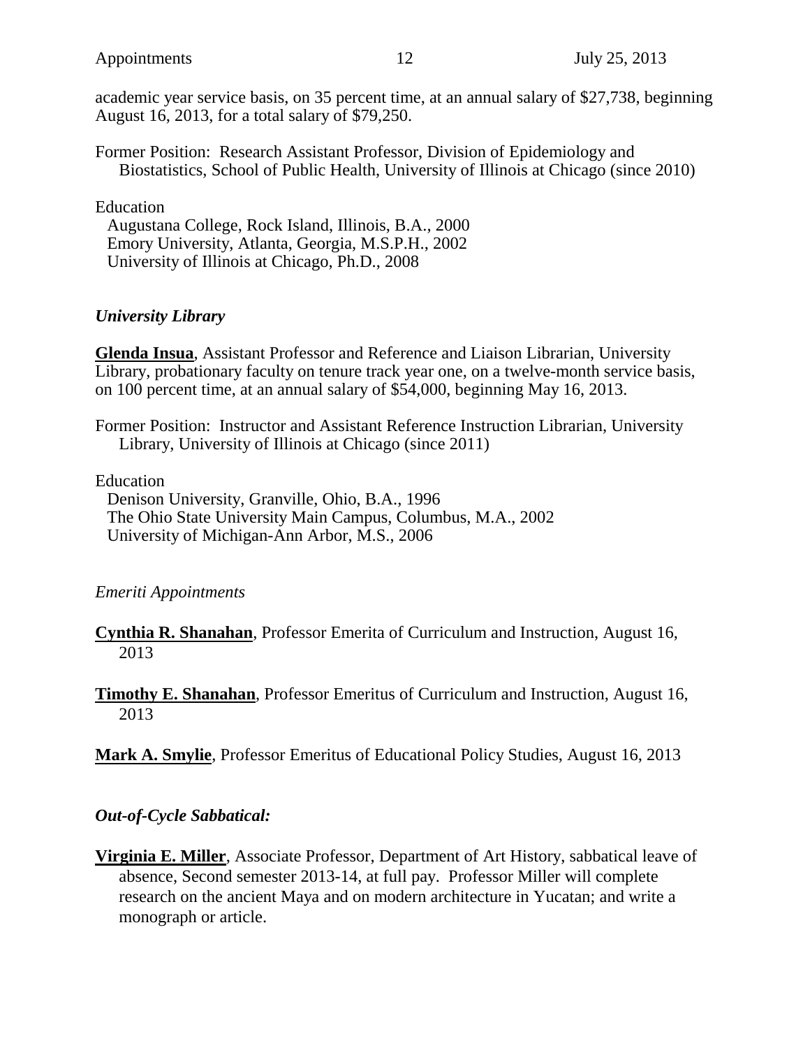academic year service basis, on 35 percent time, at an annual salary of $27,738, beginning August 16, 2013, for a total salary of $79,250.

Former Position: Research Assistant Professor, Division of Epidemiology and Biostatistics, School of Public Health, University of Illinois at Chicago (since 2010)

Education
Augustana College, Rock Island, Illinois, B.A., 2000
Emory University, Atlanta, Georgia, M.S.P.H., 2002
University of Illinois at Chicago, Ph.D., 2008

### *University Library*

**Glenda Insua**, Assistant Professor and Reference and Liaison Librarian, University Library, probationary faculty on tenure track year one, on a twelve-month service basis, on 100 percent time, at an annual salary of $54,000, beginning May 16, 2013.

Former Position: Instructor and Assistant Reference Instruction Librarian, University Library, University of Illinois at Chicago (since 2011)

Education
Denison University, Granville, Ohio, B.A., 1996
The Ohio State University Main Campus, Columbus, M.A., 2002
University of Michigan-Ann Arbor, M.S., 2006

### *Emeriti Appointments*

**Cynthia R. Shanahan**, Professor Emerita of Curriculum and Instruction, August 16, 2013

**Timothy E. Shanahan**, Professor Emeritus of Curriculum and Instruction, August 16, 2013

**Mark A. Smylie**, Professor Emeritus of Educational Policy Studies, August 16, 2013

### *Out-of-Cycle Sabbatical:*

**Virginia E. Miller**, Associate Professor, Department of Art History, sabbatical leave of absence, Second semester 2013-14, at full pay. Professor Miller will complete research on the ancient Maya and on modern architecture in Yucatan; and write a monograph or article.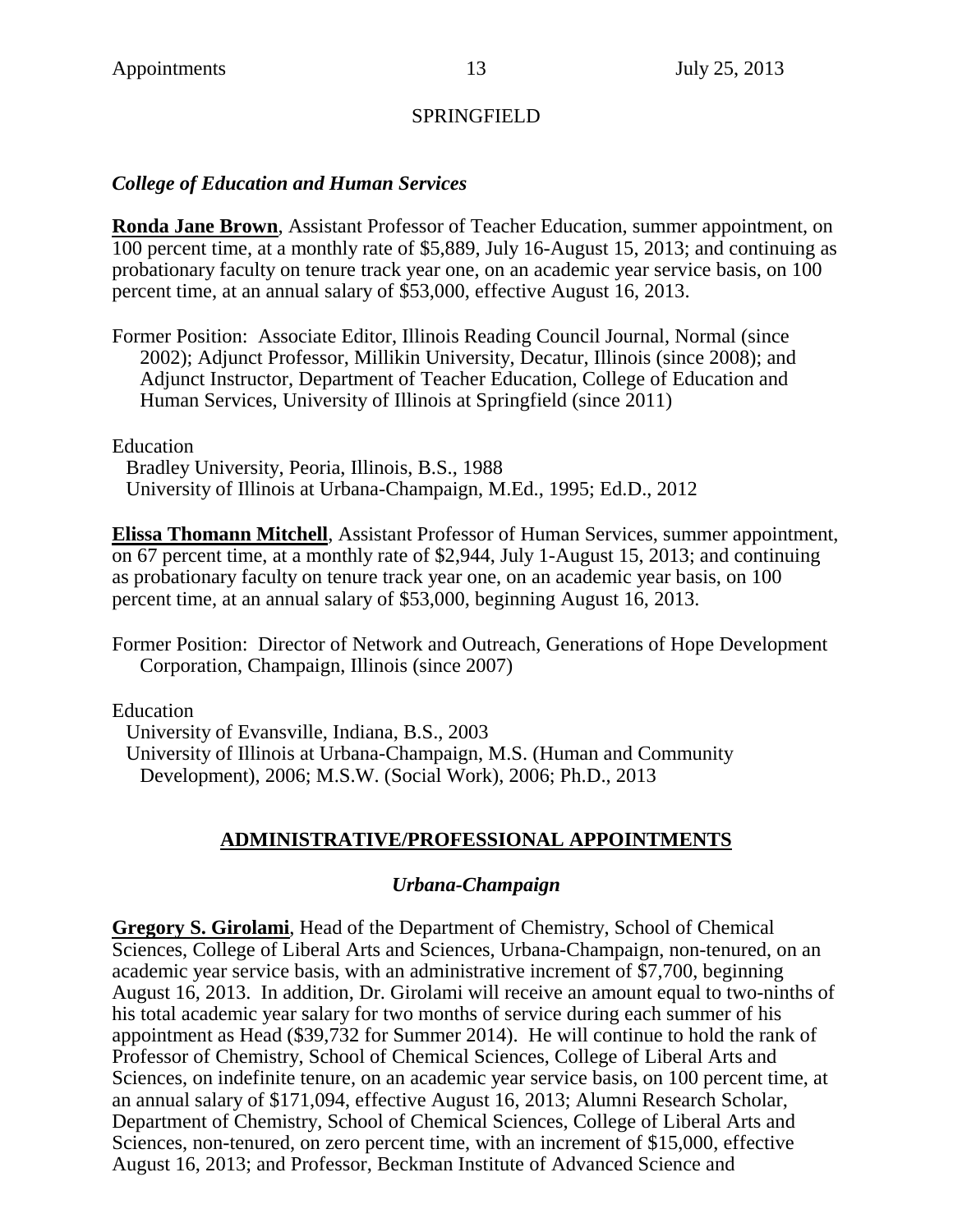SPRINGFIELD

### *College of Education and Human Services*

**Ronda Jane Brown**, Assistant Professor of Teacher Education, summer appointment, on 100 percent time, at a monthly rate of $5,889, July 16-August 15, 2013; and continuing as probationary faculty on tenure track year one, on an academic year service basis, on 100 percent time, at an annual salary of $53,000, effective August 16, 2013.

Former Position: Associate Editor, Illinois Reading Council Journal, Normal (since 2002); Adjunct Professor, Millikin University, Decatur, Illinois (since 2008); and Adjunct Instructor, Department of Teacher Education, College of Education and Human Services, University of Illinois at Springfield (since 2011)

Education
Bradley University, Peoria, Illinois, B.S., 1988
University of Illinois at Urbana-Champaign, M.Ed., 1995; Ed.D., 2012

**Elissa Thomann Mitchell**, Assistant Professor of Human Services, summer appointment, on 67 percent time, at a monthly rate of $2,944, July 1-August 15, 2013; and continuing as probationary faculty on tenure track year one, on an academic year basis, on 100 percent time, at an annual salary of $53,000, beginning August 16, 2013.

Former Position: Director of Network and Outreach, Generations of Hope Development Corporation, Champaign, Illinois (since 2007)

Education
University of Evansville, Indiana, B.S., 2003
University of Illinois at Urbana-Champaign, M.S. (Human and Community Development), 2006; M.S.W. (Social Work), 2006; Ph.D., 2013

## ADMINISTRATIVE/PROFESSIONAL APPOINTMENTS

### *Urbana-Champaign*

**Gregory S. Girolami**, Head of the Department of Chemistry, School of Chemical Sciences, College of Liberal Arts and Sciences, Urbana-Champaign, non-tenured, on an academic year service basis, with an administrative increment of $7,700, beginning August 16, 2013. In addition, Dr. Girolami will receive an amount equal to two-ninths of his total academic year salary for two months of service during each summer of his appointment as Head ($39,732 for Summer 2014). He will continue to hold the rank of Professor of Chemistry, School of Chemical Sciences, College of Liberal Arts and Sciences, on indefinite tenure, on an academic year service basis, on 100 percent time, at an annual salary of $171,094, effective August 16, 2013; Alumni Research Scholar, Department of Chemistry, School of Chemical Sciences, College of Liberal Arts and Sciences, non-tenured, on zero percent time, with an increment of $15,000, effective August 16, 2013; and Professor, Beckman Institute of Advanced Science and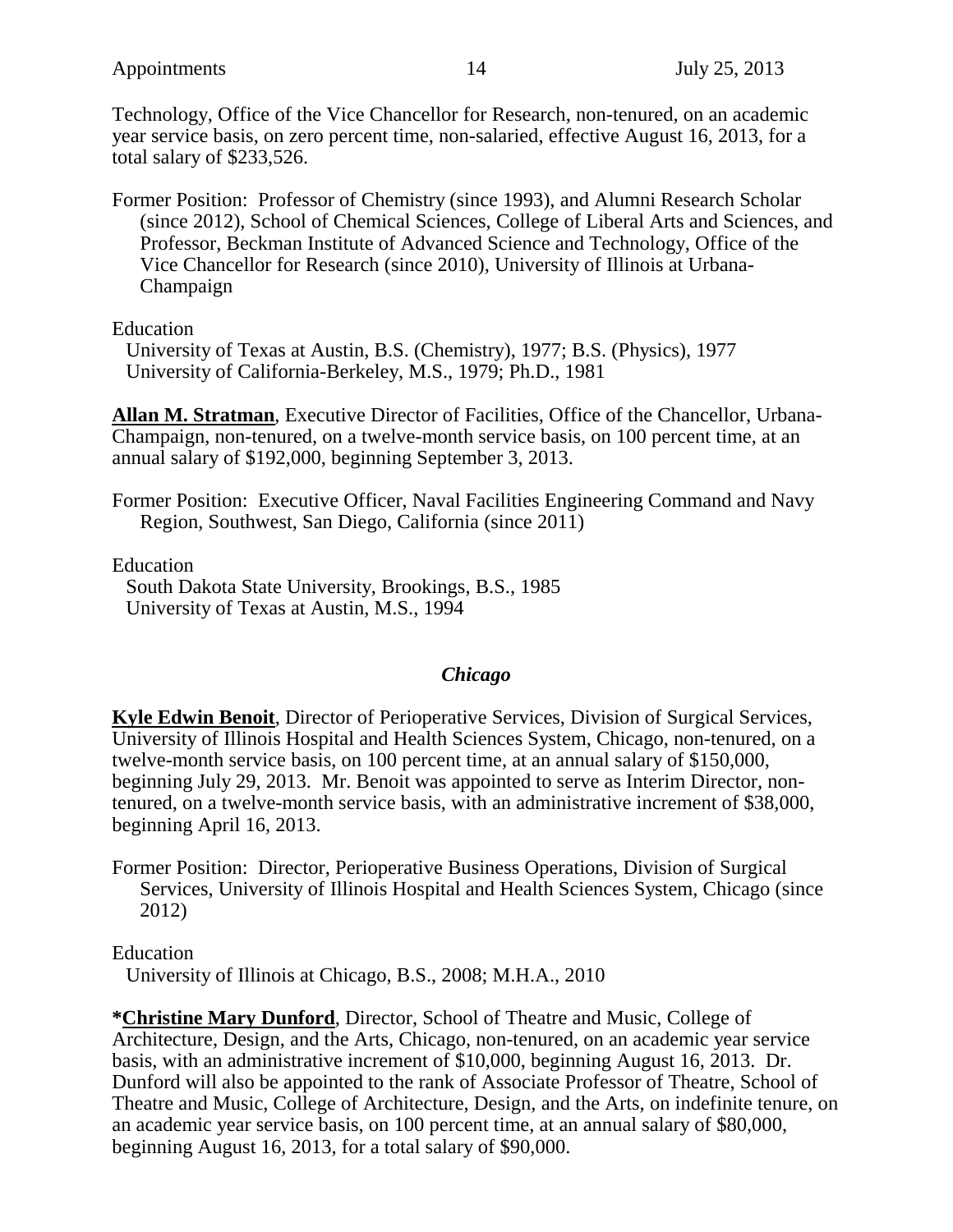Technology, Office of the Vice Chancellor for Research, non-tenured, on an academic year service basis, on zero percent time, non-salaried, effective August 16, 2013, for a total salary of $233,526.

Former Position: Professor of Chemistry (since 1993), and Alumni Research Scholar (since 2012), School of Chemical Sciences, College of Liberal Arts and Sciences, and Professor, Beckman Institute of Advanced Science and Technology, Office of the Vice Chancellor for Research (since 2010), University of Illinois at Urbana-Champaign

Education
University of Texas at Austin, B.S. (Chemistry), 1977; B.S. (Physics), 1977
University of California-Berkeley, M.S., 1979; Ph.D., 1981

**Allan M. Stratman**, Executive Director of Facilities, Office of the Chancellor, Urbana-Champaign, non-tenured, on a twelve-month service basis, on 100 percent time, at an annual salary of $192,000, beginning September 3, 2013.

Former Position: Executive Officer, Naval Facilities Engineering Command and Navy Region, Southwest, San Diego, California (since 2011)

Education
South Dakota State University, Brookings, B.S., 1985
University of Texas at Austin, M.S., 1994

### *Chicago*

**Kyle Edwin Benoit**, Director of Perioperative Services, Division of Surgical Services, University of Illinois Hospital and Health Sciences System, Chicago, non-tenured, on a twelve-month service basis, on 100 percent time, at an annual salary of $150,000, beginning July 29, 2013. Mr. Benoit was appointed to serve as Interim Director, non-tenured, on a twelve-month service basis, with an administrative increment of $38,000, beginning April 16, 2013.

Former Position: Director, Perioperative Business Operations, Division of Surgical Services, University of Illinois Hospital and Health Sciences System, Chicago (since 2012)

Education
University of Illinois at Chicago, B.S., 2008; M.H.A., 2010

***Christine Mary Dunford**, Director, School of Theatre and Music, College of Architecture, Design, and the Arts, Chicago, non-tenured, on an academic year service basis, with an administrative increment of $10,000, beginning August 16, 2013. Dr. Dunford will also be appointed to the rank of Associate Professor of Theatre, School of Theatre and Music, College of Architecture, Design, and the Arts, on indefinite tenure, on an academic year service basis, on 100 percent time, at an annual salary of $80,000, beginning August 16, 2013, for a total salary of $90,000.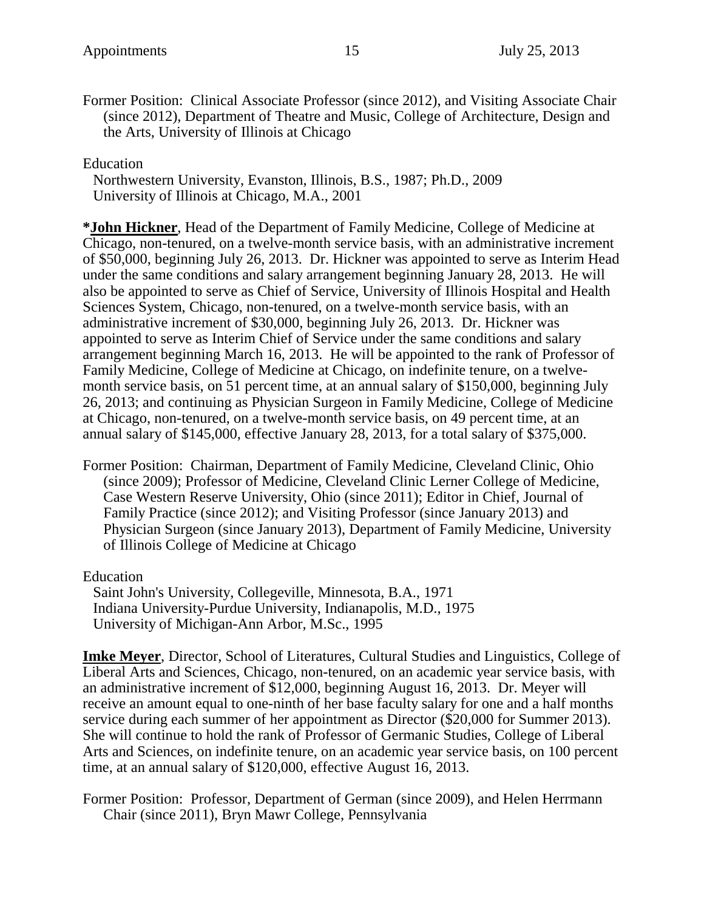Former Position: Clinical Associate Professor (since 2012), and Visiting Associate Chair (since 2012), Department of Theatre and Music, College of Architecture, Design and the Arts, University of Illinois at Chicago

Education
Northwestern University, Evanston, Illinois, B.S., 1987; Ph.D., 2009
University of Illinois at Chicago, M.A., 2001

***John Hickner**, Head of the Department of Family Medicine, College of Medicine at Chicago, non-tenured, on a twelve-month service basis, with an administrative increment of $50,000, beginning July 26, 2013. Dr. Hickner was appointed to serve as Interim Head under the same conditions and salary arrangement beginning January 28, 2013. He will also be appointed to serve as Chief of Service, University of Illinois Hospital and Health Sciences System, Chicago, non-tenured, on a twelve-month service basis, with an administrative increment of $30,000, beginning July 26, 2013. Dr. Hickner was appointed to serve as Interim Chief of Service under the same conditions and salary arrangement beginning March 16, 2013. He will be appointed to the rank of Professor of Family Medicine, College of Medicine at Chicago, on indefinite tenure, on a twelve-month service basis, on 51 percent time, at an annual salary of $150,000, beginning July 26, 2013; and continuing as Physician Surgeon in Family Medicine, College of Medicine at Chicago, non-tenured, on a twelve-month service basis, on 49 percent time, at an annual salary of $145,000, effective January 28, 2013, for a total salary of $375,000.

Former Position: Chairman, Department of Family Medicine, Cleveland Clinic, Ohio (since 2009); Professor of Medicine, Cleveland Clinic Lerner College of Medicine, Case Western Reserve University, Ohio (since 2011); Editor in Chief, Journal of Family Practice (since 2012); and Visiting Professor (since January 2013) and Physician Surgeon (since January 2013), Department of Family Medicine, University of Illinois College of Medicine at Chicago

Education
Saint John's University, Collegeville, Minnesota, B.A., 1971
Indiana University-Purdue University, Indianapolis, M.D., 1975
University of Michigan-Ann Arbor, M.Sc., 1995

**Imke Meyer**, Director, School of Literatures, Cultural Studies and Linguistics, College of Liberal Arts and Sciences, Chicago, non-tenured, on an academic year service basis, with an administrative increment of $12,000, beginning August 16, 2013. Dr. Meyer will receive an amount equal to one-ninth of her base faculty salary for one and a half months service during each summer of her appointment as Director ($20,000 for Summer 2013). She will continue to hold the rank of Professor of Germanic Studies, College of Liberal Arts and Sciences, on indefinite tenure, on an academic year service basis, on 100 percent time, at an annual salary of $120,000, effective August 16, 2013.

Former Position: Professor, Department of German (since 2009), and Helen Herrmann Chair (since 2011), Bryn Mawr College, Pennsylvania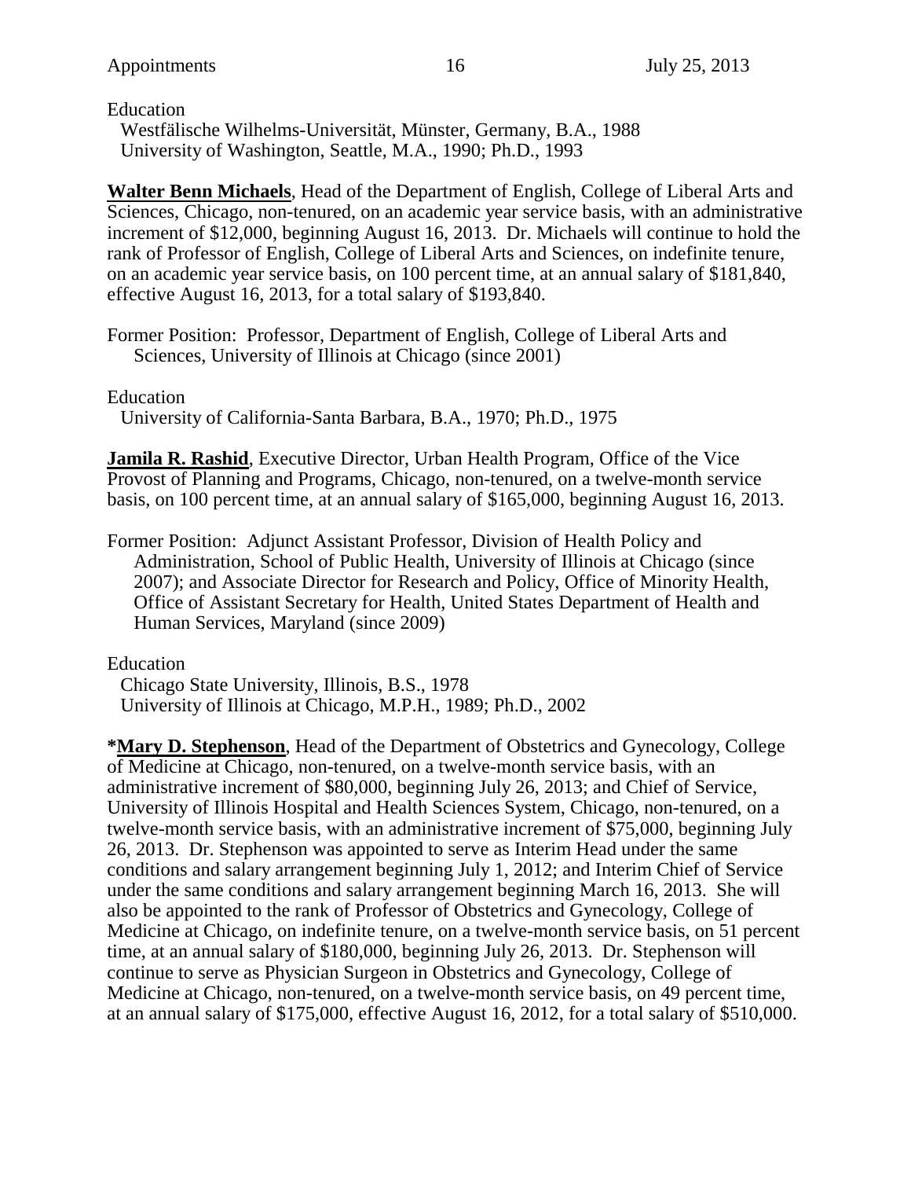Education

Westfälische Wilhelms-Universität, Münster, Germany, B.A., 1988
University of Washington, Seattle, M.A., 1990; Ph.D., 1993

**Walter Benn Michaels**, Head of the Department of English, College of Liberal Arts and Sciences, Chicago, non-tenured, on an academic year service basis, with an administrative increment of $12,000, beginning August 16, 2013. Dr. Michaels will continue to hold the rank of Professor of English, College of Liberal Arts and Sciences, on indefinite tenure, on an academic year service basis, on 100 percent time, at an annual salary of $181,840, effective August 16, 2013, for a total salary of $193,840.

Former Position: Professor, Department of English, College of Liberal Arts and Sciences, University of Illinois at Chicago (since 2001)

Education

University of California-Santa Barbara, B.A., 1970; Ph.D., 1975

**Jamila R. Rashid**, Executive Director, Urban Health Program, Office of the Vice Provost of Planning and Programs, Chicago, non-tenured, on a twelve-month service basis, on 100 percent time, at an annual salary of $165,000, beginning August 16, 2013.

Former Position: Adjunct Assistant Professor, Division of Health Policy and Administration, School of Public Health, University of Illinois at Chicago (since 2007); and Associate Director for Research and Policy, Office of Minority Health, Office of Assistant Secretary for Health, United States Department of Health and Human Services, Maryland (since 2009)

Education

Chicago State University, Illinois, B.S., 1978
University of Illinois at Chicago, M.P.H., 1989; Ph.D., 2002

***Mary D. Stephenson**, Head of the Department of Obstetrics and Gynecology, College of Medicine at Chicago, non-tenured, on a twelve-month service basis, with an administrative increment of $80,000, beginning July 26, 2013; and Chief of Service, University of Illinois Hospital and Health Sciences System, Chicago, non-tenured, on a twelve-month service basis, with an administrative increment of $75,000, beginning July 26, 2013. Dr. Stephenson was appointed to serve as Interim Head under the same conditions and salary arrangement beginning July 1, 2012; and Interim Chief of Service under the same conditions and salary arrangement beginning March 16, 2013. She will also be appointed to the rank of Professor of Obstetrics and Gynecology, College of Medicine at Chicago, on indefinite tenure, on a twelve-month service basis, on 51 percent time, at an annual salary of $180,000, beginning July 26, 2013. Dr. Stephenson will continue to serve as Physician Surgeon in Obstetrics and Gynecology, College of Medicine at Chicago, non-tenured, on a twelve-month service basis, on 49 percent time, at an annual salary of $175,000, effective August 16, 2012, for a total salary of $510,000.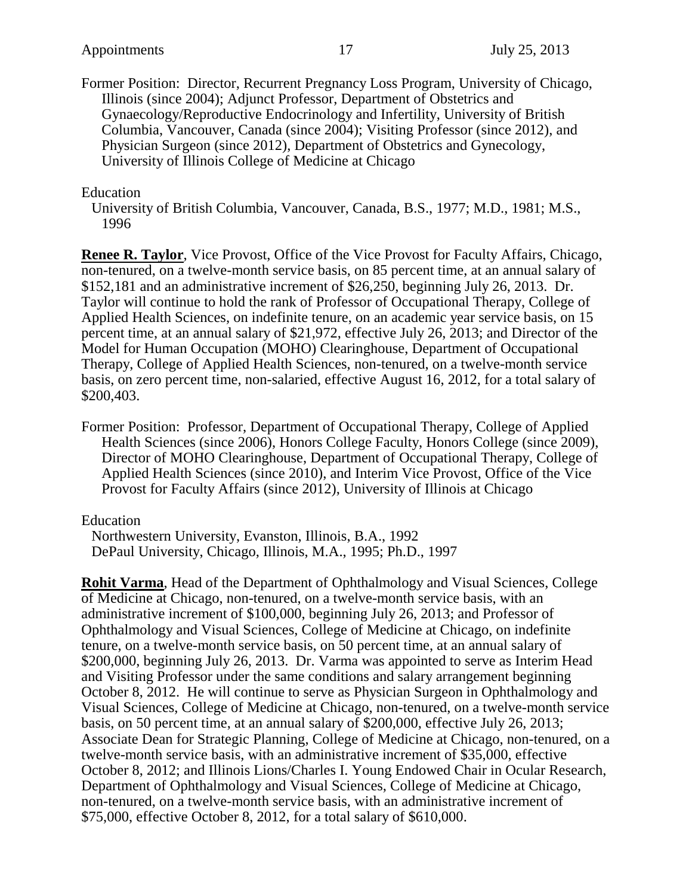Former Position: Director, Recurrent Pregnancy Loss Program, University of Chicago, Illinois (since 2004); Adjunct Professor, Department of Obstetrics and Gynaecology/Reproductive Endocrinology and Infertility, University of British Columbia, Vancouver, Canada (since 2004); Visiting Professor (since 2012), and Physician Surgeon (since 2012), Department of Obstetrics and Gynecology, University of Illinois College of Medicine at Chicago

Education
University of British Columbia, Vancouver, Canada, B.S., 1977; M.D., 1981; M.S., 1996

**Renee R. Taylor**, Vice Provost, Office of the Vice Provost for Faculty Affairs, Chicago, non-tenured, on a twelve-month service basis, on 85 percent time, at an annual salary of $152,181 and an administrative increment of $26,250, beginning July 26, 2013. Dr. Taylor will continue to hold the rank of Professor of Occupational Therapy, College of Applied Health Sciences, on indefinite tenure, on an academic year service basis, on 15 percent time, at an annual salary of $21,972, effective July 26, 2013; and Director of the Model for Human Occupation (MOHO) Clearinghouse, Department of Occupational Therapy, College of Applied Health Sciences, non-tenured, on a twelve-month service basis, on zero percent time, non-salaried, effective August 16, 2012, for a total salary of $200,403.

Former Position: Professor, Department of Occupational Therapy, College of Applied Health Sciences (since 2006), Honors College Faculty, Honors College (since 2009), Director of MOHO Clearinghouse, Department of Occupational Therapy, College of Applied Health Sciences (since 2010), and Interim Vice Provost, Office of the Vice Provost for Faculty Affairs (since 2012), University of Illinois at Chicago

Education
Northwestern University, Evanston, Illinois, B.A., 1992
DePaul University, Chicago, Illinois, M.A., 1995; Ph.D., 1997

**Rohit Varma**, Head of the Department of Ophthalmology and Visual Sciences, College of Medicine at Chicago, non-tenured, on a twelve-month service basis, with an administrative increment of $100,000, beginning July 26, 2013; and Professor of Ophthalmology and Visual Sciences, College of Medicine at Chicago, on indefinite tenure, on a twelve-month service basis, on 50 percent time, at an annual salary of $200,000, beginning July 26, 2013. Dr. Varma was appointed to serve as Interim Head and Visiting Professor under the same conditions and salary arrangement beginning October 8, 2012. He will continue to serve as Physician Surgeon in Ophthalmology and Visual Sciences, College of Medicine at Chicago, non-tenured, on a twelve-month service basis, on 50 percent time, at an annual salary of $200,000, effective July 26, 2013; Associate Dean for Strategic Planning, College of Medicine at Chicago, non-tenured, on a twelve-month service basis, with an administrative increment of $35,000, effective October 8, 2012; and Illinois Lions/Charles I. Young Endowed Chair in Ocular Research, Department of Ophthalmology and Visual Sciences, College of Medicine at Chicago, non-tenured, on a twelve-month service basis, with an administrative increment of $75,000, effective October 8, 2012, for a total salary of $610,000.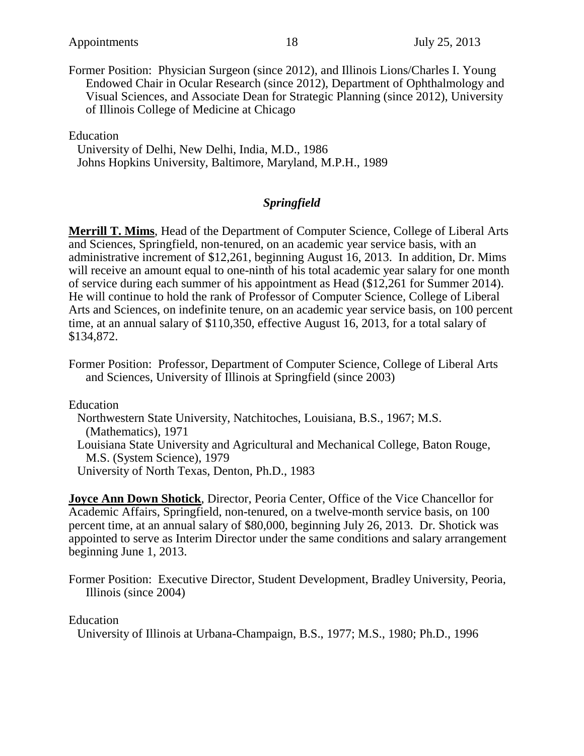Former Position: Physician Surgeon (since 2012), and Illinois Lions/Charles I. Young Endowed Chair in Ocular Research (since 2012), Department of Ophthalmology and Visual Sciences, and Associate Dean for Strategic Planning (since 2012), University of Illinois College of Medicine at Chicago

Education
University of Delhi, New Delhi, India, M.D., 1986
Johns Hopkins University, Baltimore, Maryland, M.P.H., 1989

## *Springfield*

**Merrill T. Mims**, Head of the Department of Computer Science, College of Liberal Arts and Sciences, Springfield, non-tenured, on an academic year service basis, with an administrative increment of $12,261, beginning August 16, 2013. In addition, Dr. Mims will receive an amount equal to one-ninth of his total academic year salary for one month of service during each summer of his appointment as Head ($12,261 for Summer 2014). He will continue to hold the rank of Professor of Computer Science, College of Liberal Arts and Sciences, on indefinite tenure, on an academic year service basis, on 100 percent time, at an annual salary of $110,350, effective August 16, 2013, for a total salary of $134,872.

Former Position: Professor, Department of Computer Science, College of Liberal Arts and Sciences, University of Illinois at Springfield (since 2003)

Education
Northwestern State University, Natchitoches, Louisiana, B.S., 1967; M.S. (Mathematics), 1971
Louisiana State University and Agricultural and Mechanical College, Baton Rouge, M.S. (System Science), 1979
University of North Texas, Denton, Ph.D., 1983

**Joyce Ann Down Shotick**, Director, Peoria Center, Office of the Vice Chancellor for Academic Affairs, Springfield, non-tenured, on a twelve-month service basis, on 100 percent time, at an annual salary of $80,000, beginning July 26, 2013. Dr. Shotick was appointed to serve as Interim Director under the same conditions and salary arrangement beginning June 1, 2013.

Former Position: Executive Director, Student Development, Bradley University, Peoria, Illinois (since 2004)

Education
University of Illinois at Urbana-Champaign, B.S., 1977; M.S., 1980; Ph.D., 1996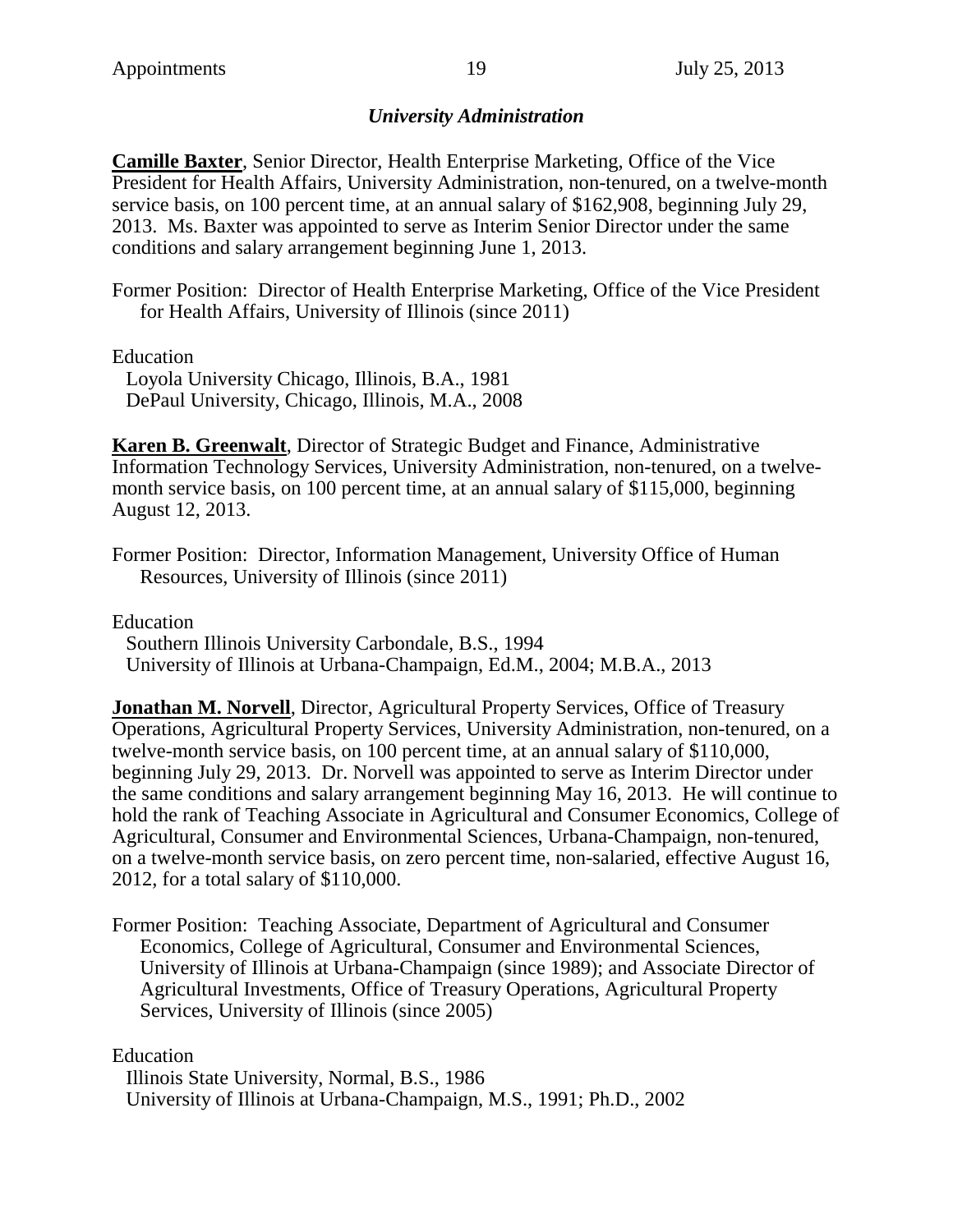## *University Administration*

**Camille Baxter**, Senior Director, Health Enterprise Marketing, Office of the Vice President for Health Affairs, University Administration, non-tenured, on a twelve-month service basis, on 100 percent time, at an annual salary of $162,908, beginning July 29, 2013. Ms. Baxter was appointed to serve as Interim Senior Director under the same conditions and salary arrangement beginning June 1, 2013.

Former Position: Director of Health Enterprise Marketing, Office of the Vice President for Health Affairs, University of Illinois (since 2011)

Education
Loyola University Chicago, Illinois, B.A., 1981
DePaul University, Chicago, Illinois, M.A., 2008

**Karen B. Greenwalt**, Director of Strategic Budget and Finance, Administrative Information Technology Services, University Administration, non-tenured, on a twelve-month service basis, on 100 percent time, at an annual salary of $115,000, beginning August 12, 2013.

Former Position: Director, Information Management, University Office of Human Resources, University of Illinois (since 2011)

Education
Southern Illinois University Carbondale, B.S., 1994
University of Illinois at Urbana-Champaign, Ed.M., 2004; M.B.A., 2013

**Jonathan M. Norvell**, Director, Agricultural Property Services, Office of Treasury Operations, Agricultural Property Services, University Administration, non-tenured, on a twelve-month service basis, on 100 percent time, at an annual salary of $110,000, beginning July 29, 2013. Dr. Norvell was appointed to serve as Interim Director under the same conditions and salary arrangement beginning May 16, 2013. He will continue to hold the rank of Teaching Associate in Agricultural and Consumer Economics, College of Agricultural, Consumer and Environmental Sciences, Urbana-Champaign, non-tenured, on a twelve-month service basis, on zero percent time, non-salaried, effective August 16, 2012, for a total salary of $110,000.

Former Position: Teaching Associate, Department of Agricultural and Consumer Economics, College of Agricultural, Consumer and Environmental Sciences, University of Illinois at Urbana-Champaign (since 1989); and Associate Director of Agricultural Investments, Office of Treasury Operations, Agricultural Property Services, University of Illinois (since 2005)

Education
Illinois State University, Normal, B.S., 1986
University of Illinois at Urbana-Champaign, M.S., 1991; Ph.D., 2002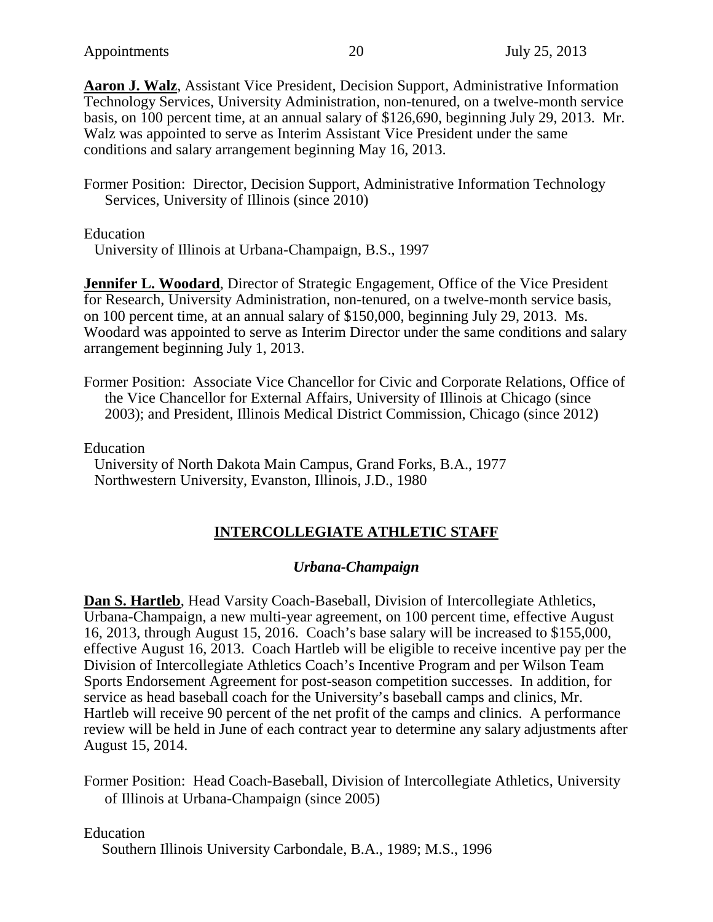**Aaron J. Walz**, Assistant Vice President, Decision Support, Administrative Information Technology Services, University Administration, non-tenured, on a twelve-month service basis, on 100 percent time, at an annual salary of $126,690, beginning July 29, 2013. Mr. Walz was appointed to serve as Interim Assistant Vice President under the same conditions and salary arrangement beginning May 16, 2013.

Former Position: Director, Decision Support, Administrative Information Technology Services, University of Illinois (since 2010)

Education
University of Illinois at Urbana-Champaign, B.S., 1997

**Jennifer L. Woodard**, Director of Strategic Engagement, Office of the Vice President for Research, University Administration, non-tenured, on a twelve-month service basis, on 100 percent time, at an annual salary of $150,000, beginning July 29, 2013. Ms. Woodard was appointed to serve as Interim Director under the same conditions and salary arrangement beginning July 1, 2013.

Former Position: Associate Vice Chancellor for Civic and Corporate Relations, Office of the Vice Chancellor for External Affairs, University of Illinois at Chicago (since 2003); and President, Illinois Medical District Commission, Chicago (since 2012)

Education
University of North Dakota Main Campus, Grand Forks, B.A., 1977
Northwestern University, Evanston, Illinois, J.D., 1980

## INTERCOLLEGIATE ATHLETIC STAFF

### *Urbana-Champaign*

**Dan S. Hartleb**, Head Varsity Coach-Baseball, Division of Intercollegiate Athletics, Urbana-Champaign, a new multi-year agreement, on 100 percent time, effective August 16, 2013, through August 15, 2016. Coach's base salary will be increased to $155,000, effective August 16, 2013. Coach Hartleb will be eligible to receive incentive pay per the Division of Intercollegiate Athletics Coach's Incentive Program and per Wilson Team Sports Endorsement Agreement for post-season competition successes. In addition, for service as head baseball coach for the University's baseball camps and clinics, Mr. Hartleb will receive 90 percent of the net profit of the camps and clinics. A performance review will be held in June of each contract year to determine any salary adjustments after August 15, 2014.

Former Position: Head Coach-Baseball, Division of Intercollegiate Athletics, University of Illinois at Urbana-Champaign (since 2005)

Education
Southern Illinois University Carbondale, B.A., 1989; M.S., 1996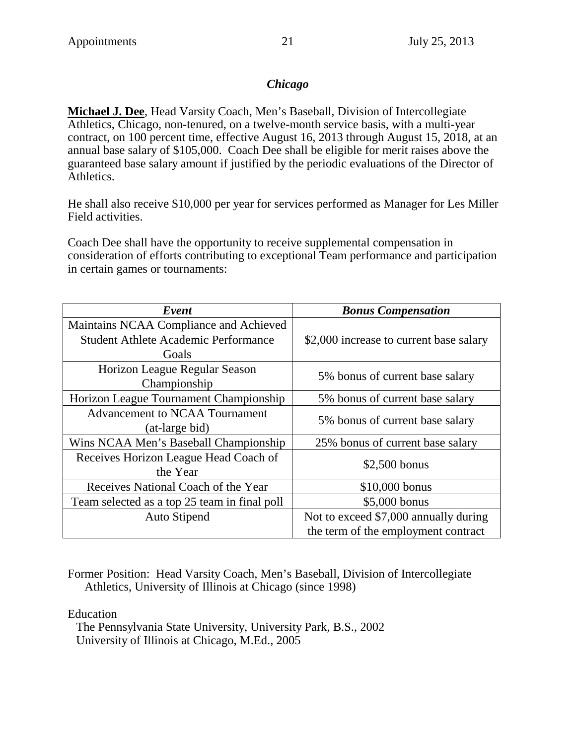### *Chicago*

**Michael J. Dee**, Head Varsity Coach, Men's Baseball, Division of Intercollegiate Athletics, Chicago, non-tenured, on a twelve-month service basis, with a multi-year contract, on 100 percent time, effective August 16, 2013 through August 15, 2018, at an annual base salary of $105,000. Coach Dee shall be eligible for merit raises above the guaranteed base salary amount if justified by the periodic evaluations of the Director of Athletics.

He shall also receive $10,000 per year for services performed as Manager for Les Miller Field activities.

Coach Dee shall have the opportunity to receive supplemental compensation in consideration of efforts contributing to exceptional Team performance and participation in certain games or tournaments:

| ***Event*** | ***Bonus Compensation*** |
|---|---|
| Maintains NCAA Compliance and Achieved Student Athlete Academic Performance Goals | $2,000 increase to current base salary |
| Horizon League Regular Season Championship | 5% bonus of current base salary |
| Horizon League Tournament Championship | 5% bonus of current base salary |
| Advancement to NCAA Tournament (at-large bid) | 5% bonus of current base salary |
| Wins NCAA Men's Baseball Championship | 25% bonus of current base salary |
| Receives Horizon League Head Coach of the Year | $2,500 bonus |
| Receives National Coach of the Year | $10,000 bonus |
| Team selected as a top 25 team in final poll | $5,000 bonus |
| Auto Stipend | Not to exceed $7,000 annually during the term of the employment contract |

Former Position: Head Varsity Coach, Men's Baseball, Division of Intercollegiate Athletics, University of Illinois at Chicago (since 1998)

Education
- The Pennsylvania State University, University Park, B.S., 2002
- University of Illinois at Chicago, M.Ed., 2005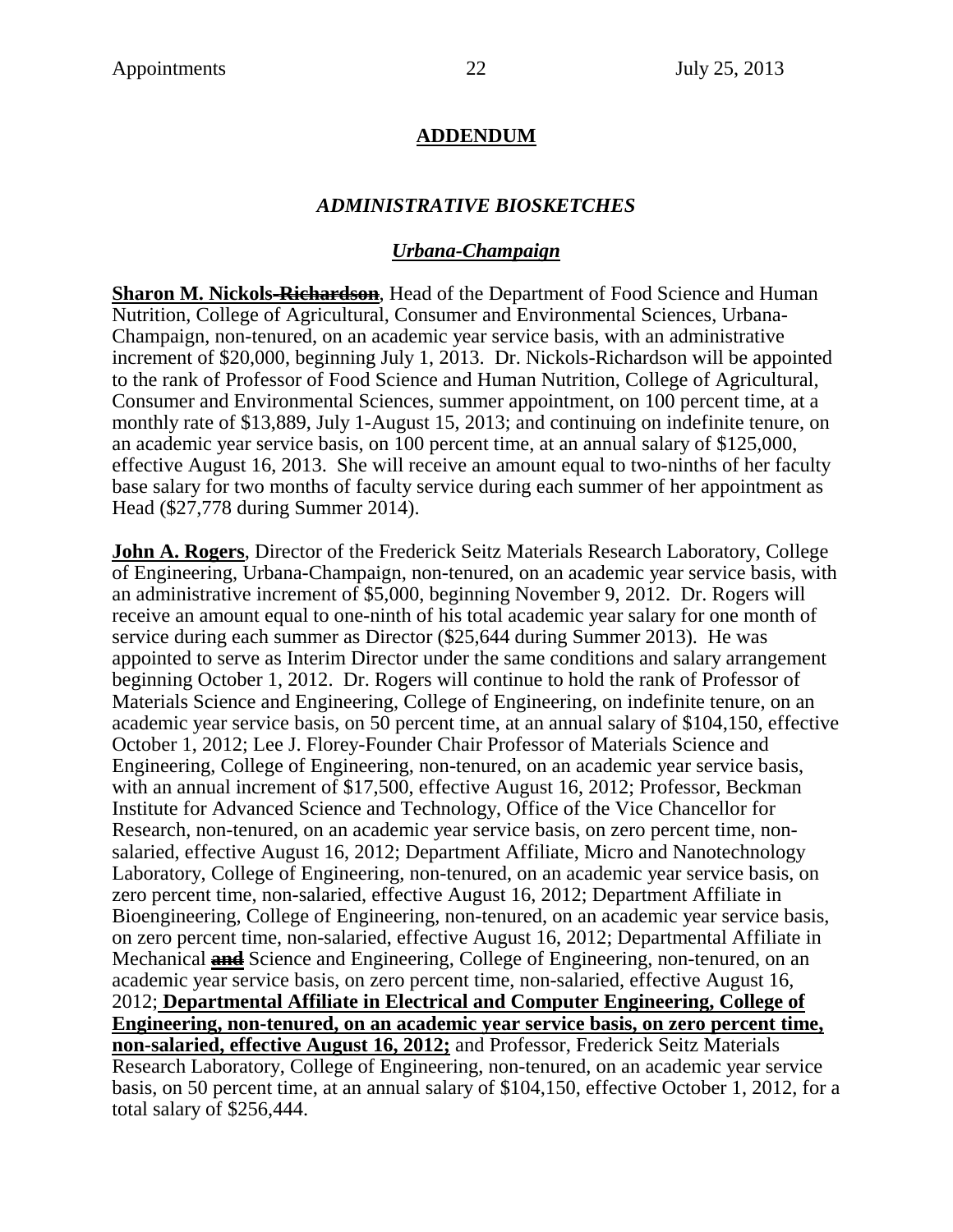## ADDENDUM

### *ADMINISTRATIVE BIOSKETCHES*

### ***Urbana-Champaign***

**Sharon M. Nickols-~~Richardson~~**, Head of the Department of Food Science and Human Nutrition, College of Agricultural, Consumer and Environmental Sciences, Urbana-Champaign, non-tenured, on an academic year service basis, with an administrative increment of $20,000, beginning July 1, 2013. Dr. Nickols-Richardson will be appointed to the rank of Professor of Food Science and Human Nutrition, College of Agricultural, Consumer and Environmental Sciences, summer appointment, on 100 percent time, at a monthly rate of $13,889, July 1-August 15, 2013; and continuing on indefinite tenure, on an academic year service basis, on 100 percent time, at an annual salary of $125,000, effective August 16, 2013. She will receive an amount equal to two-ninths of her faculty base salary for two months of faculty service during each summer of her appointment as Head ($27,778 during Summer 2014).

**John A. Rogers**, Director of the Frederick Seitz Materials Research Laboratory, College of Engineering, Urbana-Champaign, non-tenured, on an academic year service basis, with an administrative increment of $5,000, beginning November 9, 2012. Dr. Rogers will receive an amount equal to one-ninth of his total academic year salary for one month of service during each summer as Director ($25,644 during Summer 2013). He was appointed to serve as Interim Director under the same conditions and salary arrangement beginning October 1, 2012. Dr. Rogers will continue to hold the rank of Professor of Materials Science and Engineering, College of Engineering, on indefinite tenure, on an academic year service basis, on 50 percent time, at an annual salary of $104,150, effective October 1, 2012; Lee J. Florey-Founder Chair Professor of Materials Science and Engineering, College of Engineering, non-tenured, on an academic year service basis, with an annual increment of $17,500, effective August 16, 2012; Professor, Beckman Institute for Advanced Science and Technology, Office of the Vice Chancellor for Research, non-tenured, on an academic year service basis, on zero percent time, non-salaried, effective August 16, 2012; Department Affiliate, Micro and Nanotechnology Laboratory, College of Engineering, non-tenured, on an academic year service basis, on zero percent time, non-salaried, effective August 16, 2012; Department Affiliate in Bioengineering, College of Engineering, non-tenured, on an academic year service basis, on zero percent time, non-salaried, effective August 16, 2012; Departmental Affiliate in Mechanical **~~and~~** Science and Engineering, College of Engineering, non-tenured, on an academic year service basis, on zero percent time, non-salaried, effective August 16, 2012; **Departmental Affiliate in Electrical and Computer Engineering, College of Engineering, non-tenured, on an academic year service basis, on zero percent time, non-salaried, effective August 16, 2012;** and Professor, Frederick Seitz Materials Research Laboratory, College of Engineering, non-tenured, on an academic year service basis, on 50 percent time, at an annual salary of $104,150, effective October 1, 2012, for a total salary of $256,444.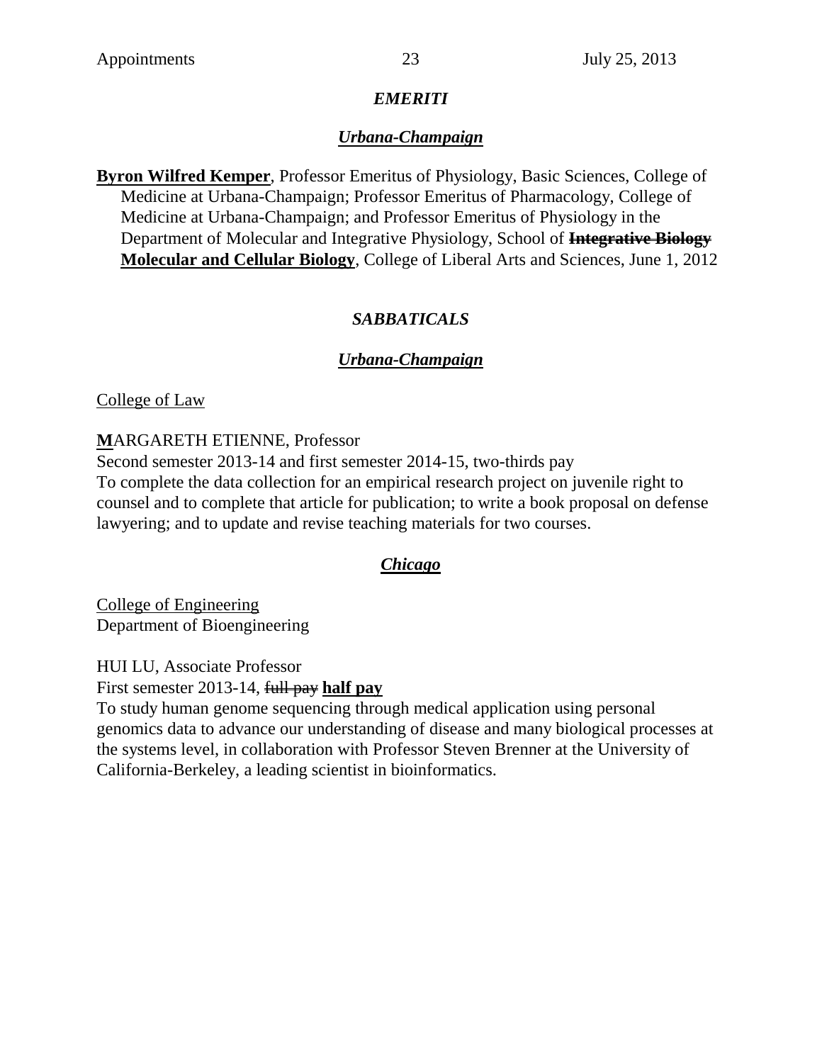## *EMERITI*

### ***Urbana-Champaign***

**Byron Wilfred Kemper**, Professor Emeritus of Physiology, Basic Sciences, College of Medicine at Urbana-Champaign; Professor Emeritus of Pharmacology, College of Medicine at Urbana-Champaign; and Professor Emeritus of Physiology in the Department of Molecular and Integrative Physiology, School of ~~**Integrative Biology**~~ **Molecular and Cellular Biology**, College of Liberal Arts and Sciences, June 1, 2012

## *SABBATICALS*

### ***Urbana-Champaign***

College of Law

**M**ARGARETH ETIENNE, Professor
Second semester 2013-14 and first semester 2014-15, two-thirds pay
To complete the data collection for an empirical research project on juvenile right to counsel and to complete that article for publication; to write a book proposal on defense lawyering; and to update and revise teaching materials for two courses.

### ***Chicago***

College of Engineering
Department of Bioengineering

HUI LU, Associate Professor
First semester 2013-14, ~~full pay~~ **half pay**
To study human genome sequencing through medical application using personal genomics data to advance our understanding of disease and many biological processes at the systems level, in collaboration with Professor Steven Brenner at the University of California-Berkeley, a leading scientist in bioinformatics.